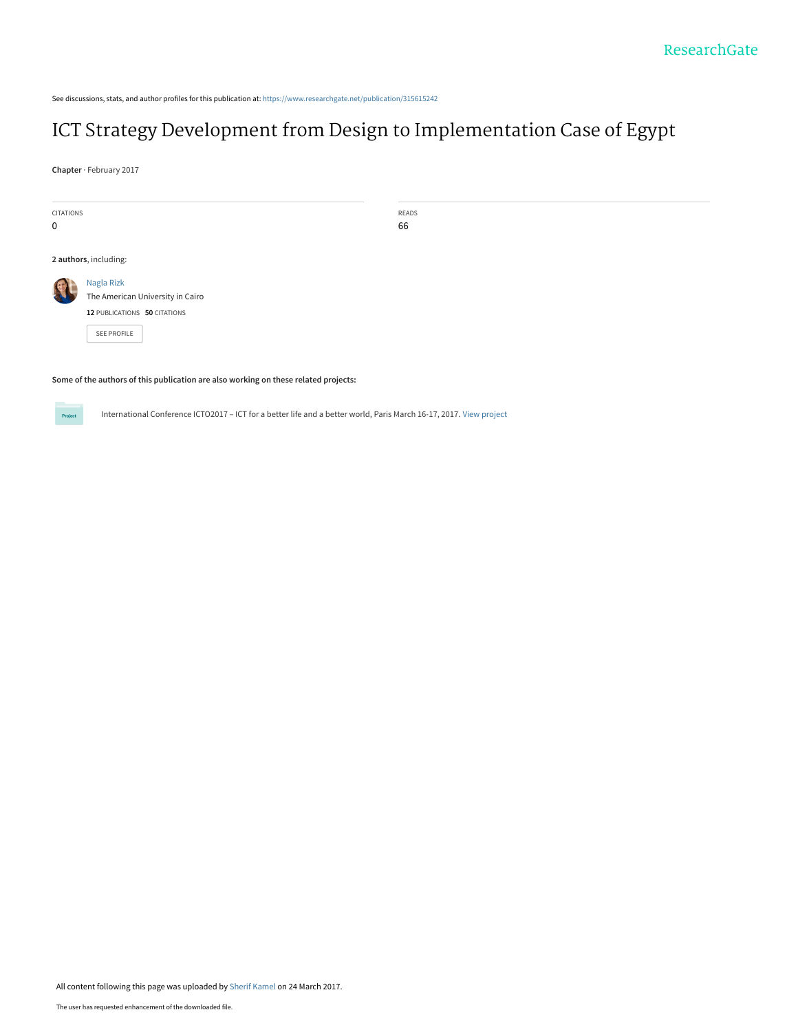See discussions, stats, and author profiles for this publication at: https://www.researchgate.net/publication/315615242

# ICT Strategy Development from Design to Implementation Case of Egypt

**Chapter** · February 2017

| CITATIONS | READS |
| --- | --- |
| 0 | 66 |

**2 authors**, including:

Nagla Rizk
The American University in Cairo
**12** PUBLICATIONS **50** CITATIONS

SEE PROFILE

**Some of the authors of this publication are also working on these related projects:**

Project

International Conference ICTO2017 – ICT for a better life and a better world, Paris March 16-17, 2017. View project

All content following this page was uploaded by Sherif Kamel on 24 March 2017.

The user has requested enhancement of the downloaded file.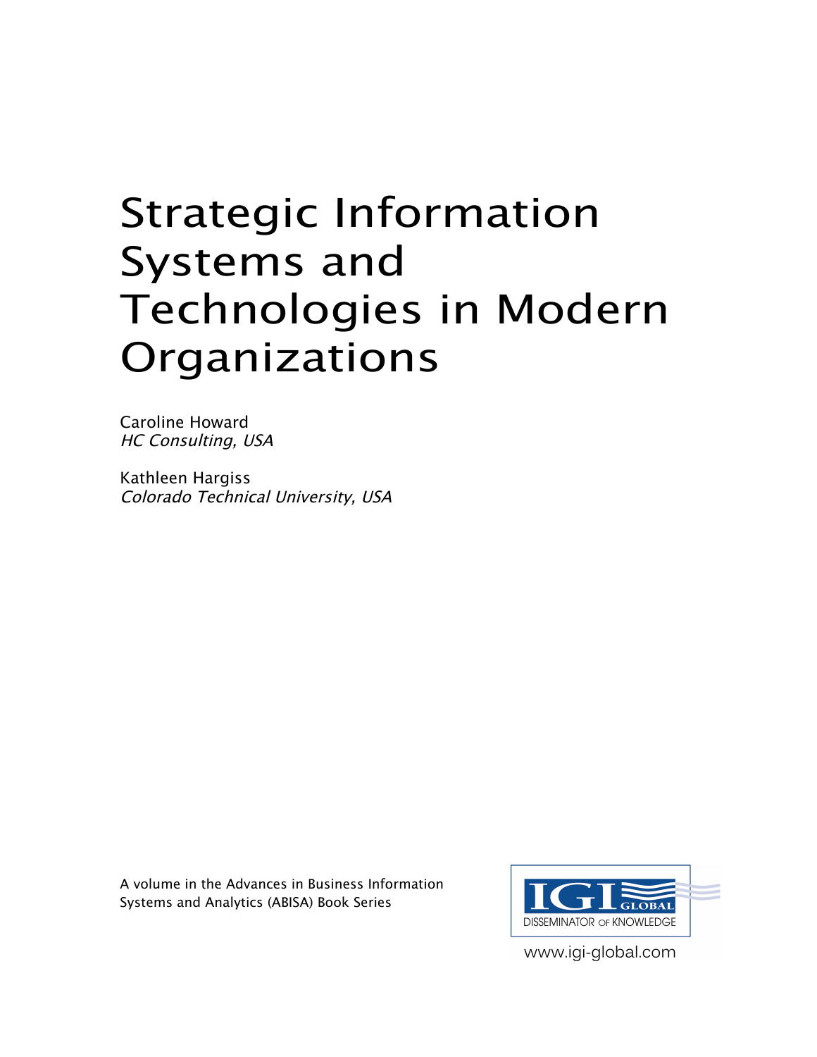# Strategic Information Systems and Technologies in Modern Organizations

Caroline Howard
*HC Consulting, USA*

Kathleen Hargiss
*Colorado Technical University, USA*

A volume in the Advances in Business Information Systems and Analytics (ABISA) Book Series

IGI GLOBAL
DISSEMINATOR OF KNOWLEDGE

www.igi-global.com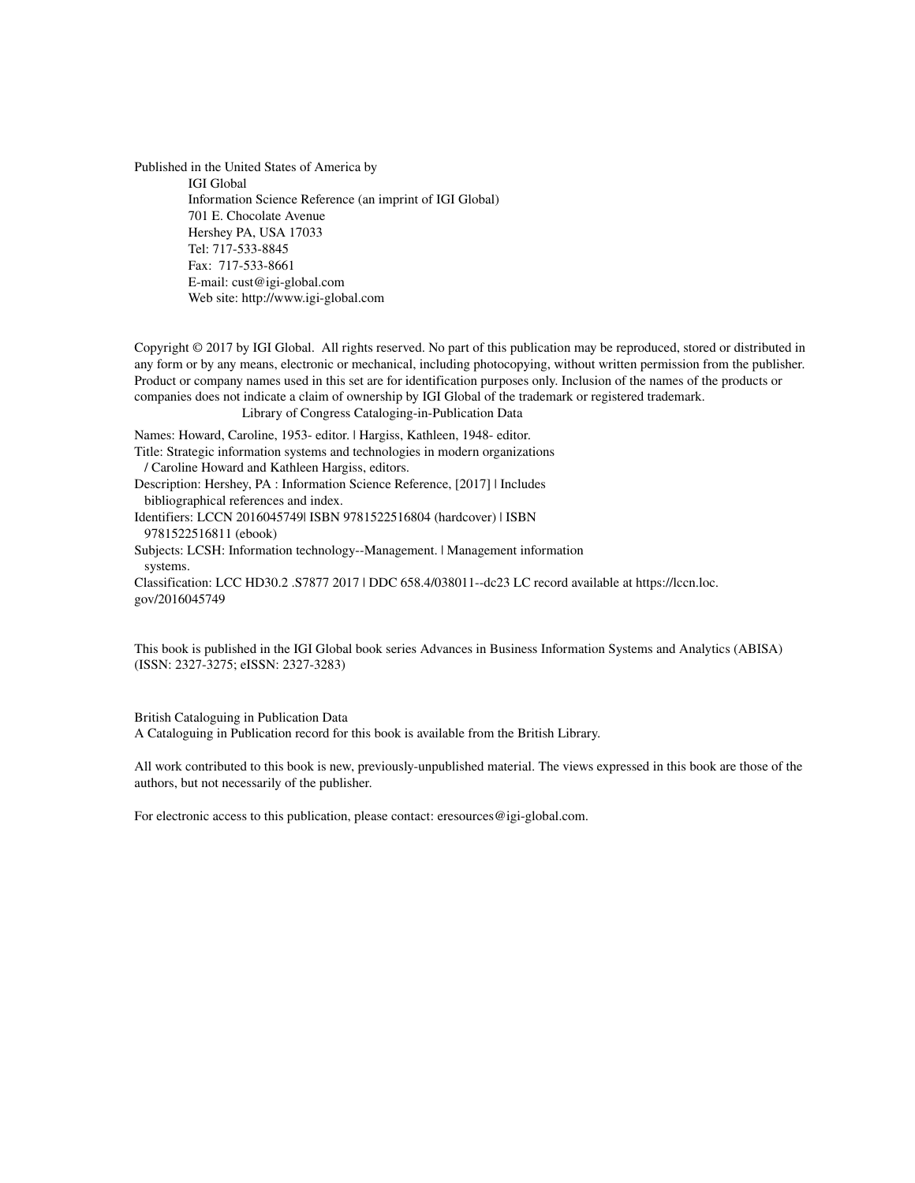Published in the United States of America by

IGI Global
Information Science Reference (an imprint of IGI Global)
701 E. Chocolate Avenue
Hershey PA, USA 17033
Tel: 717-533-8845
Fax: 717-533-8661
E-mail: cust@igi-global.com
Web site: http://www.igi-global.com

Copyright © 2017 by IGI Global. All rights reserved. No part of this publication may be reproduced, stored or distributed in any form or by any means, electronic or mechanical, including photocopying, without written permission from the publisher. Product or company names used in this set are for identification purposes only. Inclusion of the names of the products or companies does not indicate a claim of ownership by IGI Global of the trademark or registered trademark.

Library of Congress Cataloging-in-Publication Data

Names: Howard, Caroline, 1953- editor. | Hargiss, Kathleen, 1948- editor.
Title: Strategic information systems and technologies in modern organizations / Caroline Howard and Kathleen Hargiss, editors.
Description: Hershey, PA : Information Science Reference, [2017] | Includes bibliographical references and index.
Identifiers: LCCN 2016045749| ISBN 9781522516804 (hardcover) | ISBN 9781522516811 (ebook)
Subjects: LCSH: Information technology--Management. | Management information systems.
Classification: LCC HD30.2 .S7877 2017 | DDC 658.4/038011--dc23 LC record available at https://lccn.loc.gov/2016045749

This book is published in the IGI Global book series Advances in Business Information Systems and Analytics (ABISA) (ISSN: 2327-3275; eISSN: 2327-3283)

British Cataloguing in Publication Data
A Cataloguing in Publication record for this book is available from the British Library.

All work contributed to this book is new, previously-unpublished material. The views expressed in this book are those of the authors, but not necessarily of the publisher.

For electronic access to this publication, please contact: eresources@igi-global.com.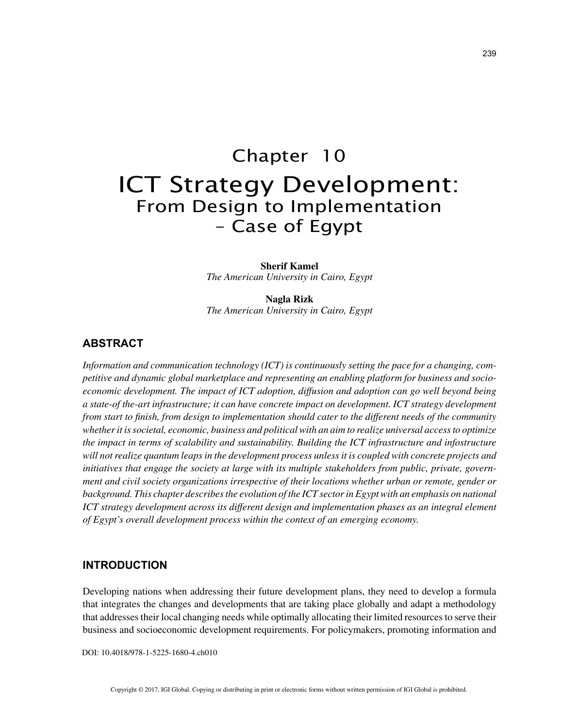# Chapter 10

# ICT Strategy Development: From Design to Implementation - Case of Egypt

**Sherif Kamel**
*The American University in Cairo, Egypt*

**Nagla Rizk**
*The American University in Cairo, Egypt*

## ABSTRACT

*Information and communication technology (ICT) is continuously setting the pace for a changing, competitive and dynamic global marketplace and representing an enabling platform for business and socioeconomic development. The impact of ICT adoption, diffusion and adoption can go well beyond being a state-of the-art infrastructure; it can have concrete impact on development. ICT strategy development from start to finish, from design to implementation should cater to the different needs of the community whether it is societal, economic, business and political with an aim to realize universal access to optimize the impact in terms of scalability and sustainability. Building the ICT infrastructure and infostructure will not realize quantum leaps in the development process unless it is coupled with concrete projects and initiatives that engage the society at large with its multiple stakeholders from public, private, government and civil society organizations irrespective of their locations whether urban or remote, gender or background. This chapter describes the evolution of the ICT sector in Egypt with an emphasis on national ICT strategy development across its different design and implementation phases as an integral element of Egypt's overall development process within the context of an emerging economy.*

## INTRODUCTION

Developing nations when addressing their future development plans, they need to develop a formula that integrates the changes and developments that are taking place globally and adapt a methodology that addresses their local changing needs while optimally allocating their limited resources to serve their business and socioeconomic development requirements. For policymakers, promoting information and

DOI: 10.4018/978-1-5225-1680-4.ch010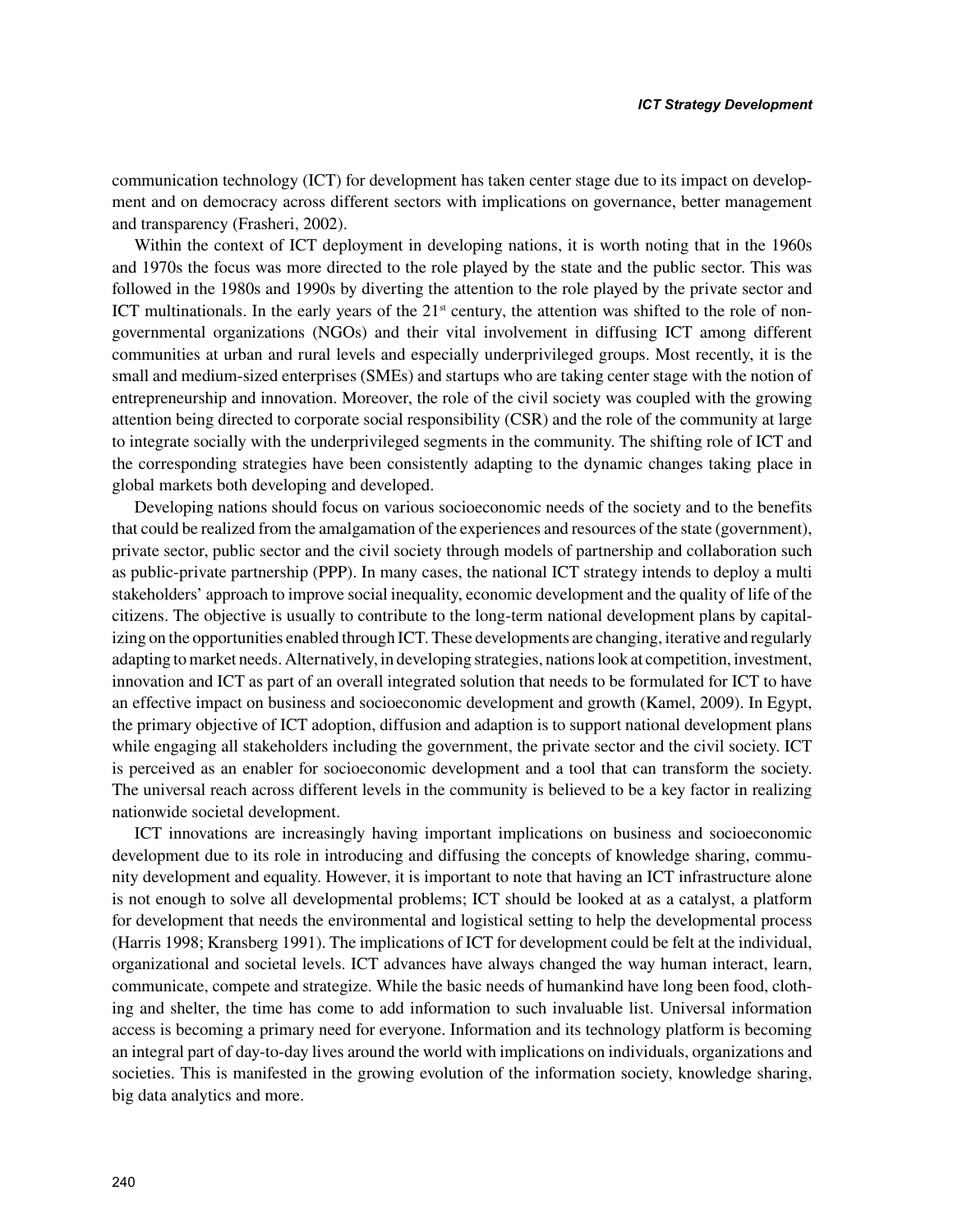communication technology (ICT) for development has taken center stage due to its impact on development and on democracy across different sectors with implications on governance, better management and transparency (Frasheri, 2002).

Within the context of ICT deployment in developing nations, it is worth noting that in the 1960s and 1970s the focus was more directed to the role played by the state and the public sector. This was followed in the 1980s and 1990s by diverting the attention to the role played by the private sector and ICT multinationals. In the early years of the 21st century, the attention was shifted to the role of non-governmental organizations (NGOs) and their vital involvement in diffusing ICT among different communities at urban and rural levels and especially underprivileged groups. Most recently, it is the small and medium-sized enterprises (SMEs) and startups who are taking center stage with the notion of entrepreneurship and innovation. Moreover, the role of the civil society was coupled with the growing attention being directed to corporate social responsibility (CSR) and the role of the community at large to integrate socially with the underprivileged segments in the community. The shifting role of ICT and the corresponding strategies have been consistently adapting to the dynamic changes taking place in global markets both developing and developed.

Developing nations should focus on various socioeconomic needs of the society and to the benefits that could be realized from the amalgamation of the experiences and resources of the state (government), private sector, public sector and the civil society through models of partnership and collaboration such as public-private partnership (PPP). In many cases, the national ICT strategy intends to deploy a multi stakeholders' approach to improve social inequality, economic development and the quality of life of the citizens. The objective is usually to contribute to the long-term national development plans by capitalizing on the opportunities enabled through ICT. These developments are changing, iterative and regularly adapting to market needs. Alternatively, in developing strategies, nations look at competition, investment, innovation and ICT as part of an overall integrated solution that needs to be formulated for ICT to have an effective impact on business and socioeconomic development and growth (Kamel, 2009). In Egypt, the primary objective of ICT adoption, diffusion and adaption is to support national development plans while engaging all stakeholders including the government, the private sector and the civil society. ICT is perceived as an enabler for socioeconomic development and a tool that can transform the society. The universal reach across different levels in the community is believed to be a key factor in realizing nationwide societal development.

ICT innovations are increasingly having important implications on business and socioeconomic development due to its role in introducing and diffusing the concepts of knowledge sharing, community development and equality. However, it is important to note that having an ICT infrastructure alone is not enough to solve all developmental problems; ICT should be looked at as a catalyst, a platform for development that needs the environmental and logistical setting to help the developmental process (Harris 1998; Kransberg 1991). The implications of ICT for development could be felt at the individual, organizational and societal levels. ICT advances have always changed the way human interact, learn, communicate, compete and strategize. While the basic needs of humankind have long been food, clothing and shelter, the time has come to add information to such invaluable list. Universal information access is becoming a primary need for everyone. Information and its technology platform is becoming an integral part of day-to-day lives around the world with implications on individuals, organizations and societies. This is manifested in the growing evolution of the information society, knowledge sharing, big data analytics and more.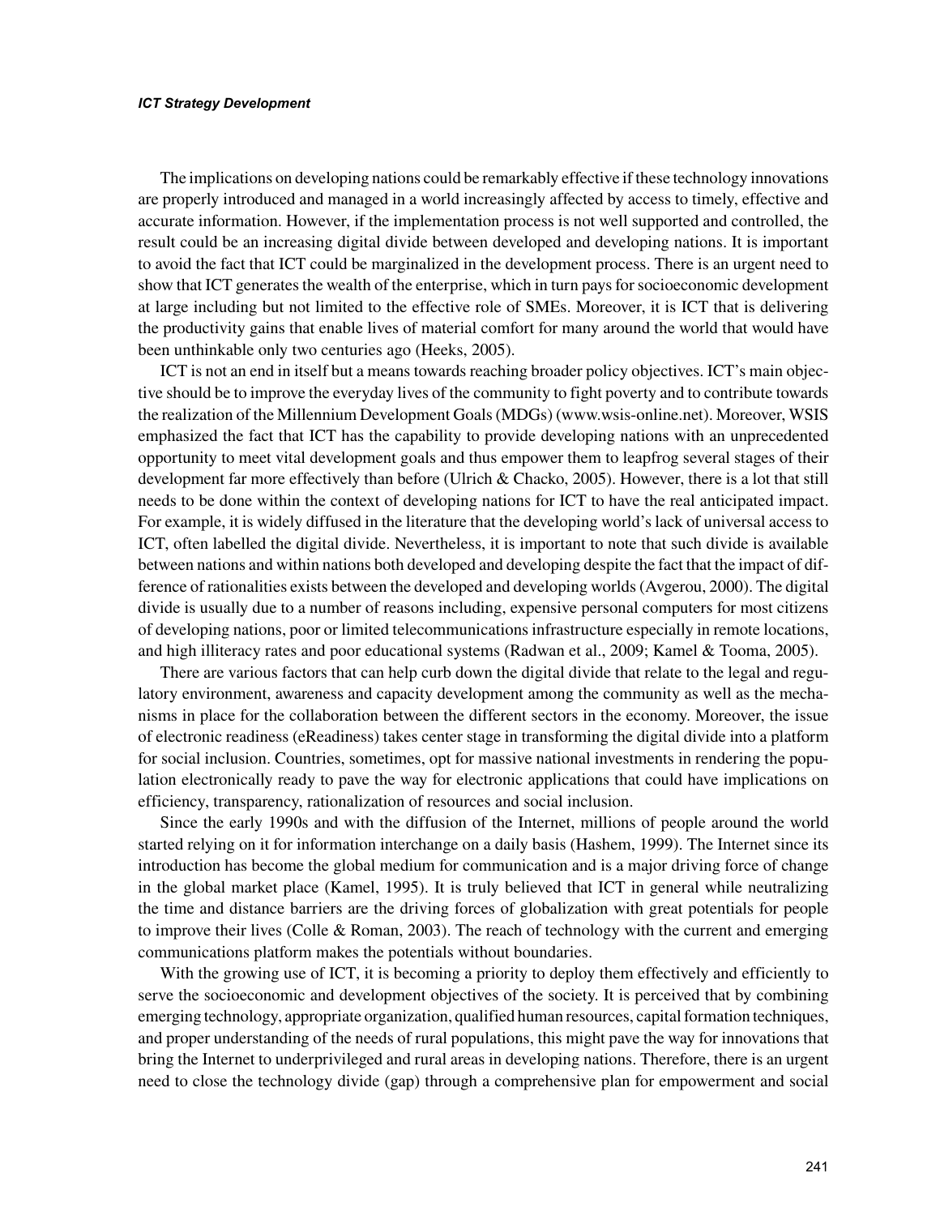The implications on developing nations could be remarkably effective if these technology innovations are properly introduced and managed in a world increasingly affected by access to timely, effective and accurate information. However, if the implementation process is not well supported and controlled, the result could be an increasing digital divide between developed and developing nations. It is important to avoid the fact that ICT could be marginalized in the development process. There is an urgent need to show that ICT generates the wealth of the enterprise, which in turn pays for socioeconomic development at large including but not limited to the effective role of SMEs. Moreover, it is ICT that is delivering the productivity gains that enable lives of material comfort for many around the world that would have been unthinkable only two centuries ago (Heeks, 2005).

ICT is not an end in itself but a means towards reaching broader policy objectives. ICT's main objective should be to improve the everyday lives of the community to fight poverty and to contribute towards the realization of the Millennium Development Goals (MDGs) (www.wsis-online.net). Moreover, WSIS emphasized the fact that ICT has the capability to provide developing nations with an unprecedented opportunity to meet vital development goals and thus empower them to leapfrog several stages of their development far more effectively than before (Ulrich & Chacko, 2005). However, there is a lot that still needs to be done within the context of developing nations for ICT to have the real anticipated impact. For example, it is widely diffused in the literature that the developing world's lack of universal access to ICT, often labelled the digital divide. Nevertheless, it is important to note that such divide is available between nations and within nations both developed and developing despite the fact that the impact of difference of rationalities exists between the developed and developing worlds (Avgerou, 2000). The digital divide is usually due to a number of reasons including, expensive personal computers for most citizens of developing nations, poor or limited telecommunications infrastructure especially in remote locations, and high illiteracy rates and poor educational systems (Radwan et al., 2009; Kamel & Tooma, 2005).

There are various factors that can help curb down the digital divide that relate to the legal and regulatory environment, awareness and capacity development among the community as well as the mechanisms in place for the collaboration between the different sectors in the economy. Moreover, the issue of electronic readiness (eReadiness) takes center stage in transforming the digital divide into a platform for social inclusion. Countries, sometimes, opt for massive national investments in rendering the population electronically ready to pave the way for electronic applications that could have implications on efficiency, transparency, rationalization of resources and social inclusion.

Since the early 1990s and with the diffusion of the Internet, millions of people around the world started relying on it for information interchange on a daily basis (Hashem, 1999). The Internet since its introduction has become the global medium for communication and is a major driving force of change in the global market place (Kamel, 1995). It is truly believed that ICT in general while neutralizing the time and distance barriers are the driving forces of globalization with great potentials for people to improve their lives (Colle & Roman, 2003). The reach of technology with the current and emerging communications platform makes the potentials without boundaries.

With the growing use of ICT, it is becoming a priority to deploy them effectively and efficiently to serve the socioeconomic and development objectives of the society. It is perceived that by combining emerging technology, appropriate organization, qualified human resources, capital formation techniques, and proper understanding of the needs of rural populations, this might pave the way for innovations that bring the Internet to underprivileged and rural areas in developing nations. Therefore, there is an urgent need to close the technology divide (gap) through a comprehensive plan for empowerment and social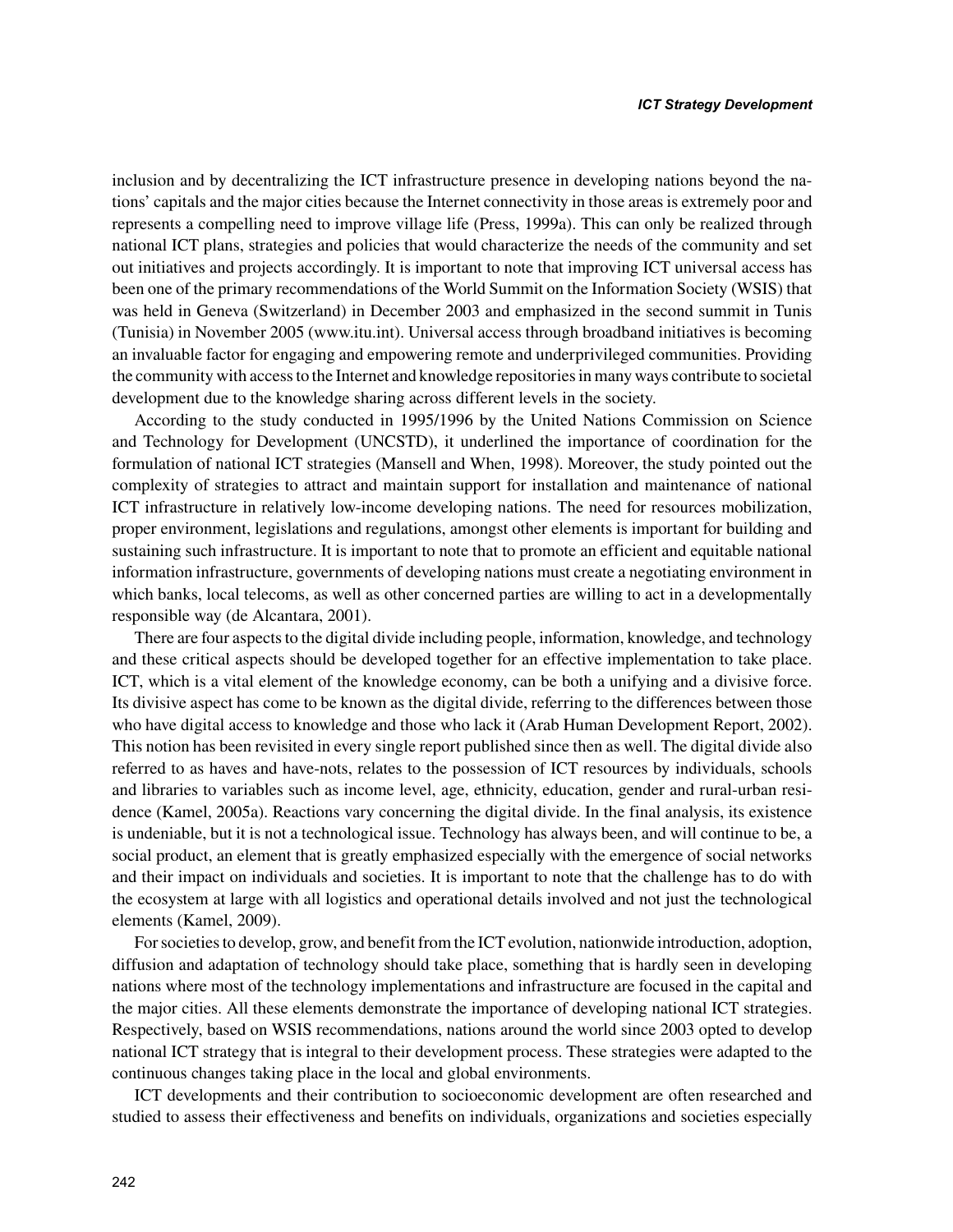inclusion and by decentralizing the ICT infrastructure presence in developing nations beyond the nations' capitals and the major cities because the Internet connectivity in those areas is extremely poor and represents a compelling need to improve village life (Press, 1999a). This can only be realized through national ICT plans, strategies and policies that would characterize the needs of the community and set out initiatives and projects accordingly. It is important to note that improving ICT universal access has been one of the primary recommendations of the World Summit on the Information Society (WSIS) that was held in Geneva (Switzerland) in December 2003 and emphasized in the second summit in Tunis (Tunisia) in November 2005 (www.itu.int). Universal access through broadband initiatives is becoming an invaluable factor for engaging and empowering remote and underprivileged communities. Providing the community with access to the Internet and knowledge repositories in many ways contribute to societal development due to the knowledge sharing across different levels in the society.

According to the study conducted in 1995/1996 by the United Nations Commission on Science and Technology for Development (UNCSTD), it underlined the importance of coordination for the formulation of national ICT strategies (Mansell and When, 1998). Moreover, the study pointed out the complexity of strategies to attract and maintain support for installation and maintenance of national ICT infrastructure in relatively low-income developing nations. The need for resources mobilization, proper environment, legislations and regulations, amongst other elements is important for building and sustaining such infrastructure. It is important to note that to promote an efficient and equitable national information infrastructure, governments of developing nations must create a negotiating environment in which banks, local telecoms, as well as other concerned parties are willing to act in a developmentally responsible way (de Alcantara, 2001).

There are four aspects to the digital divide including people, information, knowledge, and technology and these critical aspects should be developed together for an effective implementation to take place. ICT, which is a vital element of the knowledge economy, can be both a unifying and a divisive force. Its divisive aspect has come to be known as the digital divide, referring to the differences between those who have digital access to knowledge and those who lack it (Arab Human Development Report, 2002). This notion has been revisited in every single report published since then as well. The digital divide also referred to as haves and have-nots, relates to the possession of ICT resources by individuals, schools and libraries to variables such as income level, age, ethnicity, education, gender and rural-urban residence (Kamel, 2005a). Reactions vary concerning the digital divide. In the final analysis, its existence is undeniable, but it is not a technological issue. Technology has always been, and will continue to be, a social product, an element that is greatly emphasized especially with the emergence of social networks and their impact on individuals and societies. It is important to note that the challenge has to do with the ecosystem at large with all logistics and operational details involved and not just the technological elements (Kamel, 2009).

For societies to develop, grow, and benefit from the ICT evolution, nationwide introduction, adoption, diffusion and adaptation of technology should take place, something that is hardly seen in developing nations where most of the technology implementations and infrastructure are focused in the capital and the major cities. All these elements demonstrate the importance of developing national ICT strategies. Respectively, based on WSIS recommendations, nations around the world since 2003 opted to develop national ICT strategy that is integral to their development process. These strategies were adapted to the continuous changes taking place in the local and global environments.

ICT developments and their contribution to socioeconomic development are often researched and studied to assess their effectiveness and benefits on individuals, organizations and societies especially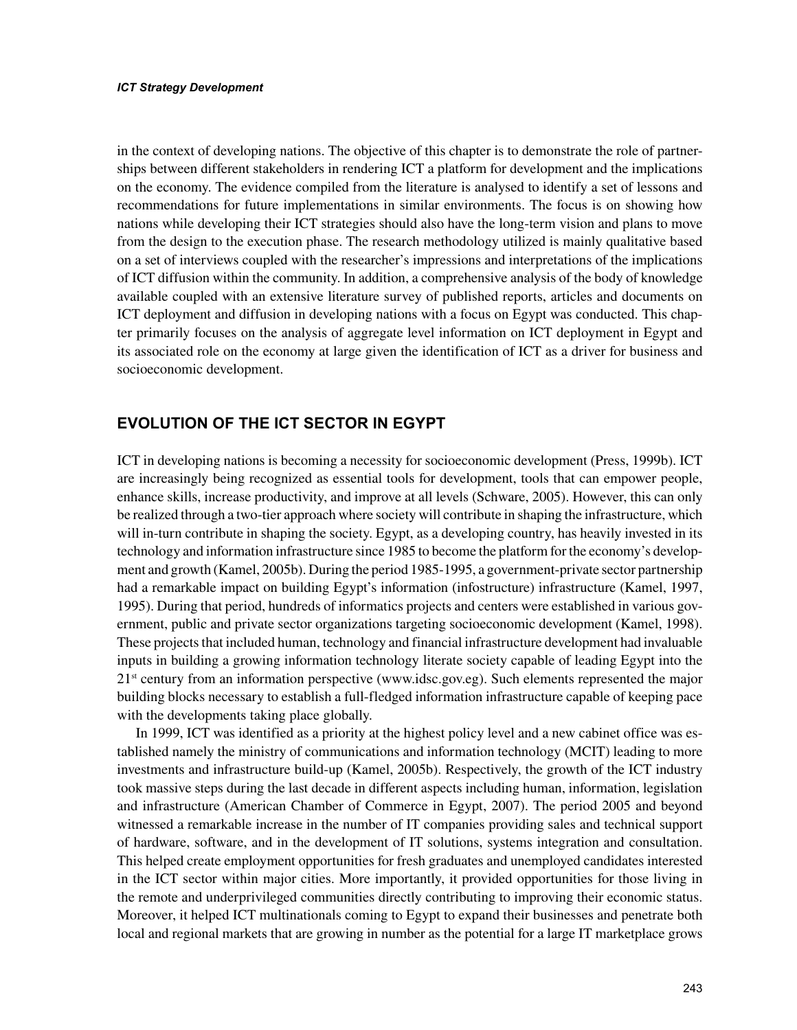in the context of developing nations. The objective of this chapter is to demonstrate the role of partnerships between different stakeholders in rendering ICT a platform for development and the implications on the economy. The evidence compiled from the literature is analysed to identify a set of lessons and recommendations for future implementations in similar environments. The focus is on showing how nations while developing their ICT strategies should also have the long-term vision and plans to move from the design to the execution phase. The research methodology utilized is mainly qualitative based on a set of interviews coupled with the researcher's impressions and interpretations of the implications of ICT diffusion within the community. In addition, a comprehensive analysis of the body of knowledge available coupled with an extensive literature survey of published reports, articles and documents on ICT deployment and diffusion in developing nations with a focus on Egypt was conducted. This chapter primarily focuses on the analysis of aggregate level information on ICT deployment in Egypt and its associated role on the economy at large given the identification of ICT as a driver for business and socioeconomic development.

## EVOLUTION OF THE ICT SECTOR IN EGYPT

ICT in developing nations is becoming a necessity for socioeconomic development (Press, 1999b). ICT are increasingly being recognized as essential tools for development, tools that can empower people, enhance skills, increase productivity, and improve at all levels (Schware, 2005). However, this can only be realized through a two-tier approach where society will contribute in shaping the infrastructure, which will in-turn contribute in shaping the society. Egypt, as a developing country, has heavily invested in its technology and information infrastructure since 1985 to become the platform for the economy's development and growth (Kamel, 2005b). During the period 1985-1995, a government-private sector partnership had a remarkable impact on building Egypt's information (infostructure) infrastructure (Kamel, 1997, 1995). During that period, hundreds of informatics projects and centers were established in various government, public and private sector organizations targeting socioeconomic development (Kamel, 1998). These projects that included human, technology and financial infrastructure development had invaluable inputs in building a growing information technology literate society capable of leading Egypt into the 21st century from an information perspective (www.idsc.gov.eg). Such elements represented the major building blocks necessary to establish a full-fledged information infrastructure capable of keeping pace with the developments taking place globally.

In 1999, ICT was identified as a priority at the highest policy level and a new cabinet office was established namely the ministry of communications and information technology (MCIT) leading to more investments and infrastructure build-up (Kamel, 2005b). Respectively, the growth of the ICT industry took massive steps during the last decade in different aspects including human, information, legislation and infrastructure (American Chamber of Commerce in Egypt, 2007). The period 2005 and beyond witnessed a remarkable increase in the number of IT companies providing sales and technical support of hardware, software, and in the development of IT solutions, systems integration and consultation. This helped create employment opportunities for fresh graduates and unemployed candidates interested in the ICT sector within major cities. More importantly, it provided opportunities for those living in the remote and underprivileged communities directly contributing to improving their economic status. Moreover, it helped ICT multinationals coming to Egypt to expand their businesses and penetrate both local and regional markets that are growing in number as the potential for a large IT marketplace grows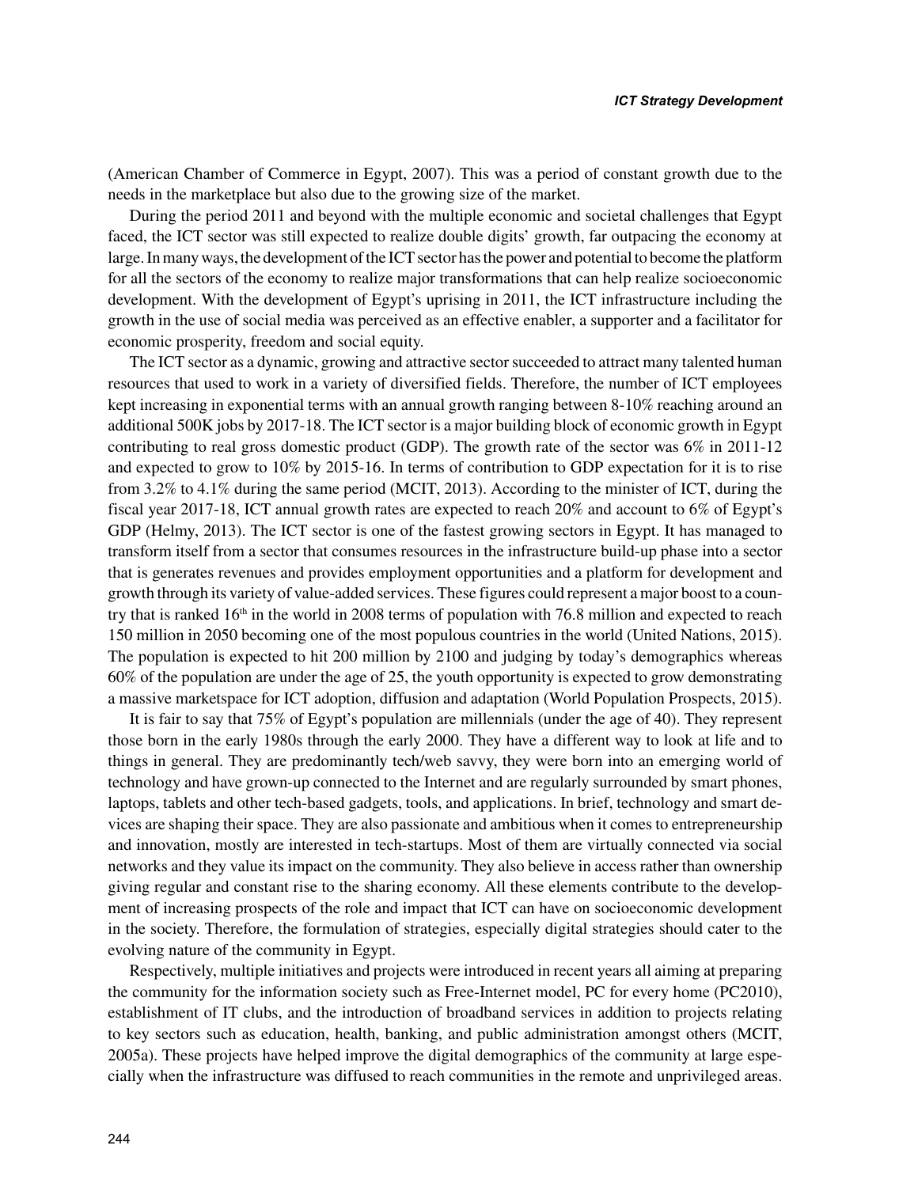(American Chamber of Commerce in Egypt, 2007). This was a period of constant growth due to the needs in the marketplace but also due to the growing size of the market.

During the period 2011 and beyond with the multiple economic and societal challenges that Egypt faced, the ICT sector was still expected to realize double digits' growth, far outpacing the economy at large. In many ways, the development of the ICT sector has the power and potential to become the platform for all the sectors of the economy to realize major transformations that can help realize socioeconomic development. With the development of Egypt's uprising in 2011, the ICT infrastructure including the growth in the use of social media was perceived as an effective enabler, a supporter and a facilitator for economic prosperity, freedom and social equity.

The ICT sector as a dynamic, growing and attractive sector succeeded to attract many talented human resources that used to work in a variety of diversified fields. Therefore, the number of ICT employees kept increasing in exponential terms with an annual growth ranging between 8-10% reaching around an additional 500K jobs by 2017-18. The ICT sector is a major building block of economic growth in Egypt contributing to real gross domestic product (GDP). The growth rate of the sector was 6% in 2011-12 and expected to grow to 10% by 2015-16. In terms of contribution to GDP expectation for it is to rise from 3.2% to 4.1% during the same period (MCIT, 2013). According to the minister of ICT, during the fiscal year 2017-18, ICT annual growth rates are expected to reach 20% and account to 6% of Egypt's GDP (Helmy, 2013). The ICT sector is one of the fastest growing sectors in Egypt. It has managed to transform itself from a sector that consumes resources in the infrastructure build-up phase into a sector that is generates revenues and provides employment opportunities and a platform for development and growth through its variety of value-added services. These figures could represent a major boost to a country that is ranked 16th in the world in 2008 terms of population with 76.8 million and expected to reach 150 million in 2050 becoming one of the most populous countries in the world (United Nations, 2015). The population is expected to hit 200 million by 2100 and judging by today's demographics whereas 60% of the population are under the age of 25, the youth opportunity is expected to grow demonstrating a massive marketspace for ICT adoption, diffusion and adaptation (World Population Prospects, 2015).

It is fair to say that 75% of Egypt's population are millennials (under the age of 40). They represent those born in the early 1980s through the early 2000. They have a different way to look at life and to things in general. They are predominantly tech/web savvy, they were born into an emerging world of technology and have grown-up connected to the Internet and are regularly surrounded by smart phones, laptops, tablets and other tech-based gadgets, tools, and applications. In brief, technology and smart devices are shaping their space. They are also passionate and ambitious when it comes to entrepreneurship and innovation, mostly are interested in tech-startups. Most of them are virtually connected via social networks and they value its impact on the community. They also believe in access rather than ownership giving regular and constant rise to the sharing economy. All these elements contribute to the development of increasing prospects of the role and impact that ICT can have on socioeconomic development in the society. Therefore, the formulation of strategies, especially digital strategies should cater to the evolving nature of the community in Egypt.

Respectively, multiple initiatives and projects were introduced in recent years all aiming at preparing the community for the information society such as Free-Internet model, PC for every home (PC2010), establishment of IT clubs, and the introduction of broadband services in addition to projects relating to key sectors such as education, health, banking, and public administration amongst others (MCIT, 2005a). These projects have helped improve the digital demographics of the community at large especially when the infrastructure was diffused to reach communities in the remote and unprivileged areas.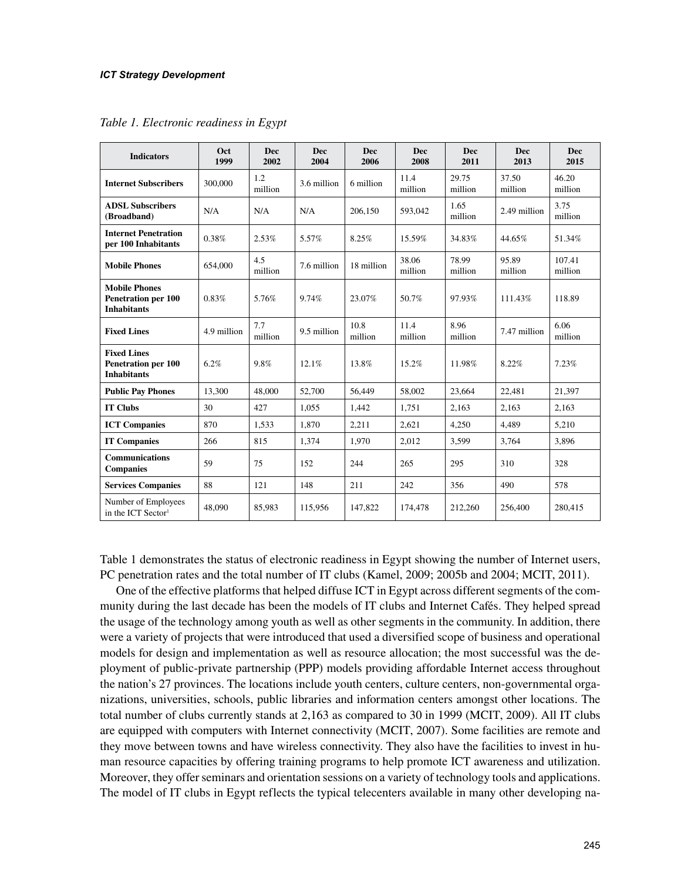*Table 1. Electronic readiness in Egypt*

| Indicators | Oct 1999 | Dec 2002 | Dec 2004 | Dec 2006 | Dec 2008 | Dec 2011 | Dec 2013 | Dec 2015 |
|---|---|---|---|---|---|---|---|---|
| **Internet Subscribers** | 300,000 | 1.2 million | 3.6 million | 6 million | 11.4 million | 29.75 million | 37.50 million | 46.20 million |
| **ADSL Subscribers (Broadband)** | N/A | N/A | N/A | 206,150 | 593,042 | 1.65 million | 2.49 million | 3.75 million |
| **Internet Penetration per 100 Inhabitants** | 0.38% | 2.53% | 5.57% | 8.25% | 15.59% | 34.83% | 44.65% | 51.34% |
| **Mobile Phones** | 654,000 | 4.5 million | 7.6 million | 18 million | 38.06 million | 78.99 million | 95.89 million | 107.41 million |
| **Mobile Phones Penetration per 100 Inhabitants** | 0.83% | 5.76% | 9.74% | 23.07% | 50.7% | 97.93% | 111.43% | 118.89 |
| **Fixed Lines** | 4.9 million | 7.7 million | 9.5 million | 10.8 million | 11.4 million | 8.96 million | 7.47 million | 6.06 million |
| **Fixed Lines Penetration per 100 Inhabitants** | 6.2% | 9.8% | 12.1% | 13.8% | 15.2% | 11.98% | 8.22% | 7.23% |
| **Public Pay Phones** | 13,300 | 48,000 | 52,700 | 56,449 | 58,002 | 23,664 | 22,481 | 21,397 |
| **IT Clubs** | 30 | 427 | 1,055 | 1,442 | 1,751 | 2,163 | 2,163 | 2,163 |
| **ICT Companies** | 870 | 1,533 | 1,870 | 2,211 | 2,621 | 4,250 | 4,489 | 5,210 |
| **IT Companies** | 266 | 815 | 1,374 | 1,970 | 2,012 | 3,599 | 3,764 | 3,896 |
| **Communications Companies** | 59 | 75 | 152 | 244 | 265 | 295 | 310 | 328 |
| **Services Companies** | 88 | 121 | 148 | 211 | 242 | 356 | 490 | 578 |
| Number of Employees in the ICT Sector[1] | 48,090 | 85,983 | 115,956 | 147,822 | 174,478 | 212,260 | 256,400 | 280,415 |

Table 1 demonstrates the status of electronic readiness in Egypt showing the number of Internet users, PC penetration rates and the total number of IT clubs (Kamel, 2009; 2005b and 2004; MCIT, 2011).

One of the effective platforms that helped diffuse ICT in Egypt across different segments of the community during the last decade has been the models of IT clubs and Internet Cafés. They helped spread the usage of the technology among youth as well as other segments in the community. In addition, there were a variety of projects that were introduced that used a diversified scope of business and operational models for design and implementation as well as resource allocation; the most successful was the deployment of public-private partnership (PPP) models providing affordable Internet access throughout the nation's 27 provinces. The locations include youth centers, culture centers, non-governmental organizations, universities, schools, public libraries and information centers amongst other locations. The total number of clubs currently stands at 2,163 as compared to 30 in 1999 (MCIT, 2009). All IT clubs are equipped with computers with Internet connectivity (MCIT, 2007). Some facilities are remote and they move between towns and have wireless connectivity. They also have the facilities to invest in human resource capacities by offering training programs to help promote ICT awareness and utilization. Moreover, they offer seminars and orientation sessions on a variety of technology tools and applications. The model of IT clubs in Egypt reflects the typical telecenters available in many other developing na-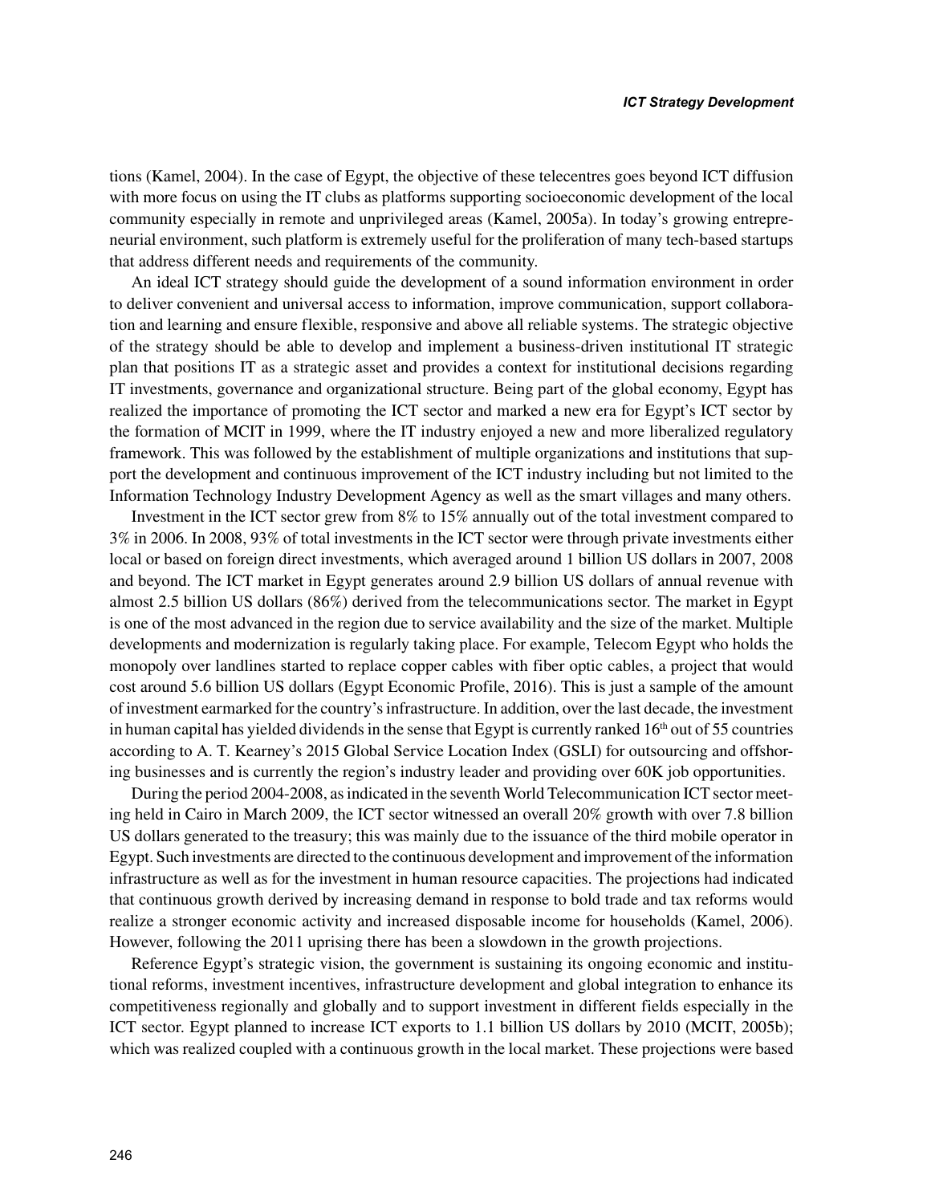tions (Kamel, 2004). In the case of Egypt, the objective of these telecentres goes beyond ICT diffusion with more focus on using the IT clubs as platforms supporting socioeconomic development of the local community especially in remote and unprivileged areas (Kamel, 2005a). In today's growing entrepreneurial environment, such platform is extremely useful for the proliferation of many tech-based startups that address different needs and requirements of the community.

An ideal ICT strategy should guide the development of a sound information environment in order to deliver convenient and universal access to information, improve communication, support collaboration and learning and ensure flexible, responsive and above all reliable systems. The strategic objective of the strategy should be able to develop and implement a business-driven institutional IT strategic plan that positions IT as a strategic asset and provides a context for institutional decisions regarding IT investments, governance and organizational structure. Being part of the global economy, Egypt has realized the importance of promoting the ICT sector and marked a new era for Egypt's ICT sector by the formation of MCIT in 1999, where the IT industry enjoyed a new and more liberalized regulatory framework. This was followed by the establishment of multiple organizations and institutions that support the development and continuous improvement of the ICT industry including but not limited to the Information Technology Industry Development Agency as well as the smart villages and many others.

Investment in the ICT sector grew from 8% to 15% annually out of the total investment compared to 3% in 2006. In 2008, 93% of total investments in the ICT sector were through private investments either local or based on foreign direct investments, which averaged around 1 billion US dollars in 2007, 2008 and beyond. The ICT market in Egypt generates around 2.9 billion US dollars of annual revenue with almost 2.5 billion US dollars (86%) derived from the telecommunications sector. The market in Egypt is one of the most advanced in the region due to service availability and the size of the market. Multiple developments and modernization is regularly taking place. For example, Telecom Egypt who holds the monopoly over landlines started to replace copper cables with fiber optic cables, a project that would cost around 5.6 billion US dollars (Egypt Economic Profile, 2016). This is just a sample of the amount of investment earmarked for the country's infrastructure. In addition, over the last decade, the investment in human capital has yielded dividends in the sense that Egypt is currently ranked 16th out of 55 countries according to A. T. Kearney's 2015 Global Service Location Index (GSLI) for outsourcing and offshoring businesses and is currently the region's industry leader and providing over 60K job opportunities.

During the period 2004-2008, as indicated in the seventh World Telecommunication ICT sector meeting held in Cairo in March 2009, the ICT sector witnessed an overall 20% growth with over 7.8 billion US dollars generated to the treasury; this was mainly due to the issuance of the third mobile operator in Egypt. Such investments are directed to the continuous development and improvement of the information infrastructure as well as for the investment in human resource capacities. The projections had indicated that continuous growth derived by increasing demand in response to bold trade and tax reforms would realize a stronger economic activity and increased disposable income for households (Kamel, 2006). However, following the 2011 uprising there has been a slowdown in the growth projections.

Reference Egypt's strategic vision, the government is sustaining its ongoing economic and institutional reforms, investment incentives, infrastructure development and global integration to enhance its competitiveness regionally and globally and to support investment in different fields especially in the ICT sector. Egypt planned to increase ICT exports to 1.1 billion US dollars by 2010 (MCIT, 2005b); which was realized coupled with a continuous growth in the local market. These projections were based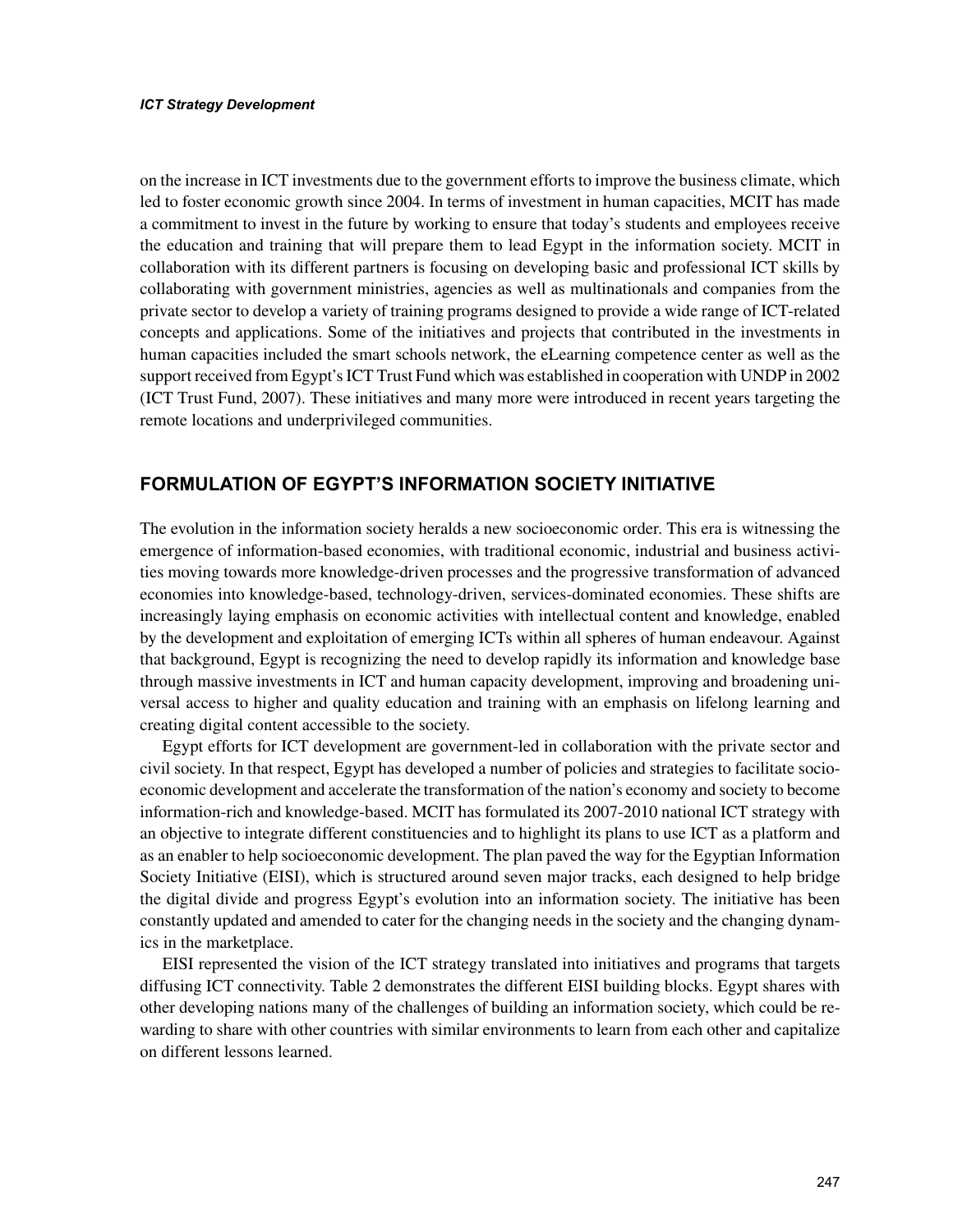on the increase in ICT investments due to the government efforts to improve the business climate, which led to foster economic growth since 2004. In terms of investment in human capacities, MCIT has made a commitment to invest in the future by working to ensure that today's students and employees receive the education and training that will prepare them to lead Egypt in the information society. MCIT in collaboration with its different partners is focusing on developing basic and professional ICT skills by collaborating with government ministries, agencies as well as multinationals and companies from the private sector to develop a variety of training programs designed to provide a wide range of ICT-related concepts and applications. Some of the initiatives and projects that contributed in the investments in human capacities included the smart schools network, the eLearning competence center as well as the support received from Egypt's ICT Trust Fund which was established in cooperation with UNDP in 2002 (ICT Trust Fund, 2007). These initiatives and many more were introduced in recent years targeting the remote locations and underprivileged communities.

## FORMULATION OF EGYPT'S INFORMATION SOCIETY INITIATIVE

The evolution in the information society heralds a new socioeconomic order. This era is witnessing the emergence of information-based economies, with traditional economic, industrial and business activities moving towards more knowledge-driven processes and the progressive transformation of advanced economies into knowledge-based, technology-driven, services-dominated economies. These shifts are increasingly laying emphasis on economic activities with intellectual content and knowledge, enabled by the development and exploitation of emerging ICTs within all spheres of human endeavour. Against that background, Egypt is recognizing the need to develop rapidly its information and knowledge base through massive investments in ICT and human capacity development, improving and broadening universal access to higher and quality education and training with an emphasis on lifelong learning and creating digital content accessible to the society.

Egypt efforts for ICT development are government-led in collaboration with the private sector and civil society. In that respect, Egypt has developed a number of policies and strategies to facilitate socioeconomic development and accelerate the transformation of the nation's economy and society to become information-rich and knowledge-based. MCIT has formulated its 2007-2010 national ICT strategy with an objective to integrate different constituencies and to highlight its plans to use ICT as a platform and as an enabler to help socioeconomic development. The plan paved the way for the Egyptian Information Society Initiative (EISI), which is structured around seven major tracks, each designed to help bridge the digital divide and progress Egypt's evolution into an information society. The initiative has been constantly updated and amended to cater for the changing needs in the society and the changing dynamics in the marketplace.

EISI represented the vision of the ICT strategy translated into initiatives and programs that targets diffusing ICT connectivity. Table 2 demonstrates the different EISI building blocks. Egypt shares with other developing nations many of the challenges of building an information society, which could be rewarding to share with other countries with similar environments to learn from each other and capitalize on different lessons learned.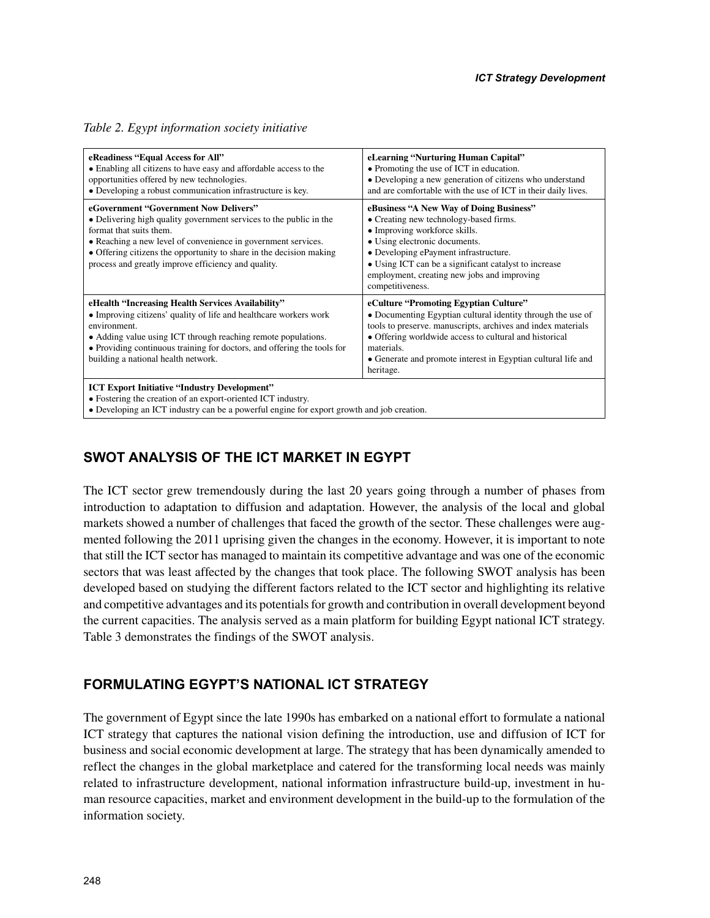*Table 2. Egypt information society initiative*

| | |
|---|---|
| **eReadiness "Equal Access for All"**<br>• Enabling all citizens to have easy and affordable access to the opportunities offered by new technologies.<br>• Developing a robust communication infrastructure is key. | **eLearning "Nurturing Human Capital"**<br>• Promoting the use of ICT in education.<br>• Developing a new generation of citizens who understand and are comfortable with the use of ICT in their daily lives. |
| **eGovernment "Government Now Delivers"**<br>• Delivering high quality government services to the public in the format that suits them.<br>• Reaching a new level of convenience in government services.<br>• Offering citizens the opportunity to share in the decision making process and greatly improve efficiency and quality. | **eBusiness "A New Way of Doing Business"**<br>• Creating new technology-based firms.<br>• Improving workforce skills.<br>• Using electronic documents.<br>• Developing ePayment infrastructure.<br>• Using ICT can be a significant catalyst to increase employment, creating new jobs and improving competitiveness. |
| **eHealth "Increasing Health Services Availability"**<br>• Improving citizens' quality of life and healthcare workers work environment.<br>• Adding value using ICT through reaching remote populations.<br>• Providing continuous training for doctors, and offering the tools for building a national health network. | **eCulture "Promoting Egyptian Culture"**<br>• Documenting Egyptian cultural identity through the use of tools to preserve. manuscripts, archives and index materials<br>• Offering worldwide access to cultural and historical materials.<br>• Generate and promote interest in Egyptian cultural life and heritage. |
| **ICT Export Initiative "Industry Development"**<br>• Fostering the creation of an export-oriented ICT industry.<br>• Developing an ICT industry can be a powerful engine for export growth and job creation. | |

## SWOT ANALYSIS OF THE ICT MARKET IN EGYPT

The ICT sector grew tremendously during the last 20 years going through a number of phases from introduction to adaptation to diffusion and adaptation. However, the analysis of the local and global markets showed a number of challenges that faced the growth of the sector. These challenges were augmented following the 2011 uprising given the changes in the economy. However, it is important to note that still the ICT sector has managed to maintain its competitive advantage and was one of the economic sectors that was least affected by the changes that took place. The following SWOT analysis has been developed based on studying the different factors related to the ICT sector and highlighting its relative and competitive advantages and its potentials for growth and contribution in overall development beyond the current capacities. The analysis served as a main platform for building Egypt national ICT strategy. Table 3 demonstrates the findings of the SWOT analysis.

## FORMULATING EGYPT'S NATIONAL ICT STRATEGY

The government of Egypt since the late 1990s has embarked on a national effort to formulate a national ICT strategy that captures the national vision defining the introduction, use and diffusion of ICT for business and social economic development at large. The strategy that has been dynamically amended to reflect the changes in the global marketplace and catered for the transforming local needs was mainly related to infrastructure development, national information infrastructure build-up, investment in human resource capacities, market and environment development in the build-up to the formulation of the information society.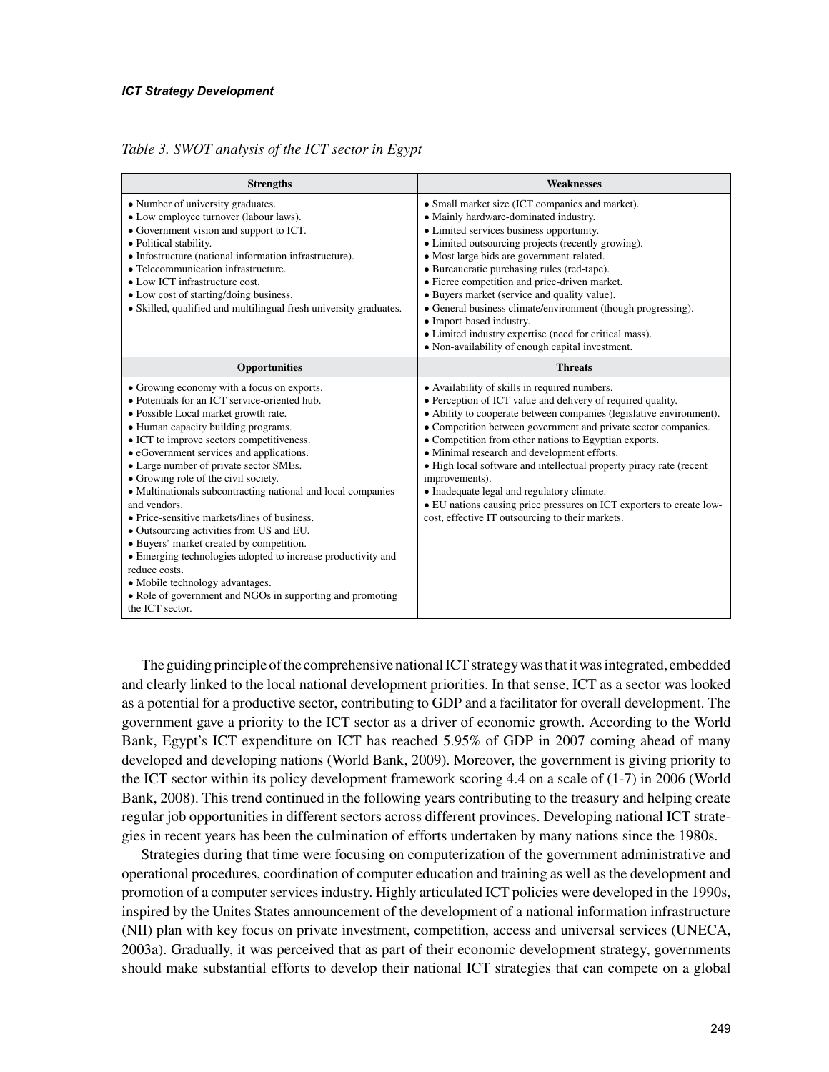*Table 3. SWOT analysis of the ICT sector in Egypt*

| Strengths | Weaknesses |
|---|---|
| • Number of university graduates.<br>• Low employee turnover (labour laws).<br>• Government vision and support to ICT.<br>• Political stability.<br>• Infostructure (national information infrastructure).<br>• Telecommunication infrastructure.<br>• Low ICT infrastructure cost.<br>• Low cost of starting/doing business.<br>• Skilled, qualified and multilingual fresh university graduates. | • Small market size (ICT companies and market).<br>• Mainly hardware-dominated industry.<br>• Limited services business opportunity.<br>• Limited outsourcing projects (recently growing).<br>• Most large bids are government-related.<br>• Bureaucratic purchasing rules (red-tape).<br>• Fierce competition and price-driven market.<br>• Buyers market (service and quality value).<br>• General business climate/environment (though progressing).<br>• Import-based industry.<br>• Limited industry expertise (need for critical mass).<br>• Non-availability of enough capital investment. |
| **Opportunities** | **Threats** |
| • Growing economy with a focus on exports.<br>• Potentials for an ICT service-oriented hub.<br>• Possible Local market growth rate.<br>• Human capacity building programs.<br>• ICT to improve sectors competitiveness.<br>• eGovernment services and applications.<br>• Large number of private sector SMEs.<br>• Growing role of the civil society.<br>• Multinationals subcontracting national and local companies and vendors.<br>• Price-sensitive markets/lines of business.<br>• Outsourcing activities from US and EU.<br>• Buyers' market created by competition.<br>• Emerging technologies adopted to increase productivity and reduce costs.<br>• Mobile technology advantages.<br>• Role of government and NGOs in supporting and promoting the ICT sector. | • Availability of skills in required numbers.<br>• Perception of ICT value and delivery of required quality.<br>• Ability to cooperate between companies (legislative environment).<br>• Competition between government and private sector companies.<br>• Competition from other nations to Egyptian exports.<br>• Minimal research and development efforts.<br>• High local software and intellectual property piracy rate (recent improvements).<br>• Inadequate legal and regulatory climate.<br>• EU nations causing price pressures on ICT exporters to create low-cost, effective IT outsourcing to their markets. |

The guiding principle of the comprehensive national ICT strategy was that it was integrated, embedded and clearly linked to the local national development priorities. In that sense, ICT as a sector was looked as a potential for a productive sector, contributing to GDP and a facilitator for overall development. The government gave a priority to the ICT sector as a driver of economic growth. According to the World Bank, Egypt's ICT expenditure on ICT has reached 5.95% of GDP in 2007 coming ahead of many developed and developing nations (World Bank, 2009). Moreover, the government is giving priority to the ICT sector within its policy development framework scoring 4.4 on a scale of (1-7) in 2006 (World Bank, 2008). This trend continued in the following years contributing to the treasury and helping create regular job opportunities in different sectors across different provinces. Developing national ICT strategies in recent years has been the culmination of efforts undertaken by many nations since the 1980s.

Strategies during that time were focusing on computerization of the government administrative and operational procedures, coordination of computer education and training as well as the development and promotion of a computer services industry. Highly articulated ICT policies were developed in the 1990s, inspired by the Unites States announcement of the development of a national information infrastructure (NII) plan with key focus on private investment, competition, access and universal services (UNECA, 2003a). Gradually, it was perceived that as part of their economic development strategy, governments should make substantial efforts to develop their national ICT strategies that can compete on a global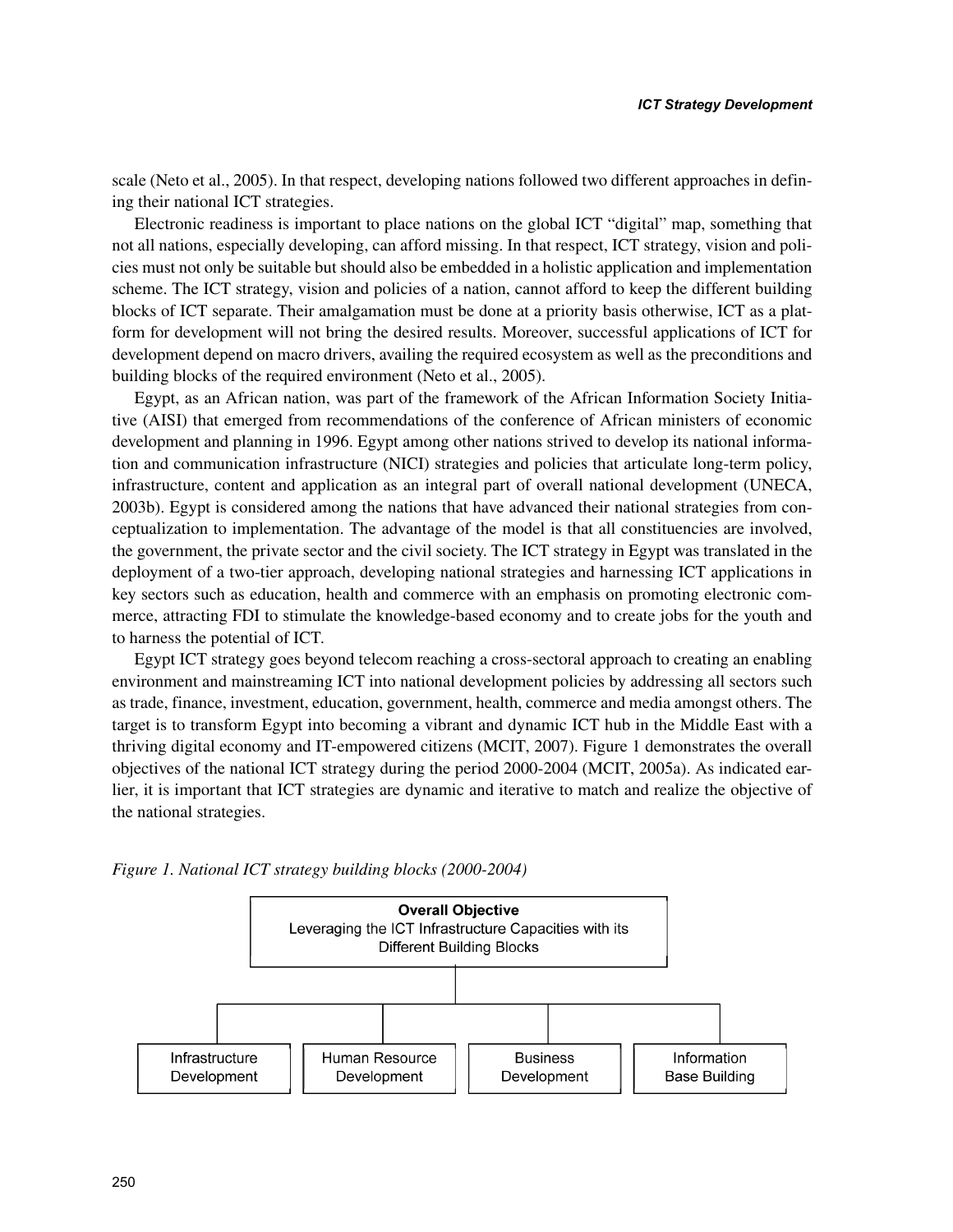scale (Neto et al., 2005). In that respect, developing nations followed two different approaches in defining their national ICT strategies.

Electronic readiness is important to place nations on the global ICT "digital" map, something that not all nations, especially developing, can afford missing. In that respect, ICT strategy, vision and policies must not only be suitable but should also be embedded in a holistic application and implementation scheme. The ICT strategy, vision and policies of a nation, cannot afford to keep the different building blocks of ICT separate. Their amalgamation must be done at a priority basis otherwise, ICT as a platform for development will not bring the desired results. Moreover, successful applications of ICT for development depend on macro drivers, availing the required ecosystem as well as the preconditions and building blocks of the required environment (Neto et al., 2005).

Egypt, as an African nation, was part of the framework of the African Information Society Initiative (AISI) that emerged from recommendations of the conference of African ministers of economic development and planning in 1996. Egypt among other nations strived to develop its national information and communication infrastructure (NICI) strategies and policies that articulate long-term policy, infrastructure, content and application as an integral part of overall national development (UNECA, 2003b). Egypt is considered among the nations that have advanced their national strategies from conceptualization to implementation. The advantage of the model is that all constituencies are involved, the government, the private sector and the civil society. The ICT strategy in Egypt was translated in the deployment of a two-tier approach, developing national strategies and harnessing ICT applications in key sectors such as education, health and commerce with an emphasis on promoting electronic commerce, attracting FDI to stimulate the knowledge-based economy and to create jobs for the youth and to harness the potential of ICT.

Egypt ICT strategy goes beyond telecom reaching a cross-sectoral approach to creating an enabling environment and mainstreaming ICT into national development policies by addressing all sectors such as trade, finance, investment, education, government, health, commerce and media amongst others. The target is to transform Egypt into becoming a vibrant and dynamic ICT hub in the Middle East with a thriving digital economy and IT-empowered citizens (MCIT, 2007). Figure 1 demonstrates the overall objectives of the national ICT strategy during the period 2000-2004 (MCIT, 2005a). As indicated earlier, it is important that ICT strategies are dynamic and iterative to match and realize the objective of the national strategies.

*Figure 1. National ICT strategy building blocks (2000-2004)*

**Overall Objective**
Leveraging the ICT Infrastructure Capacities with its Different Building Blocks

- Infrastructure Development
- Human Resource Development
- Business Development
- Information Base Building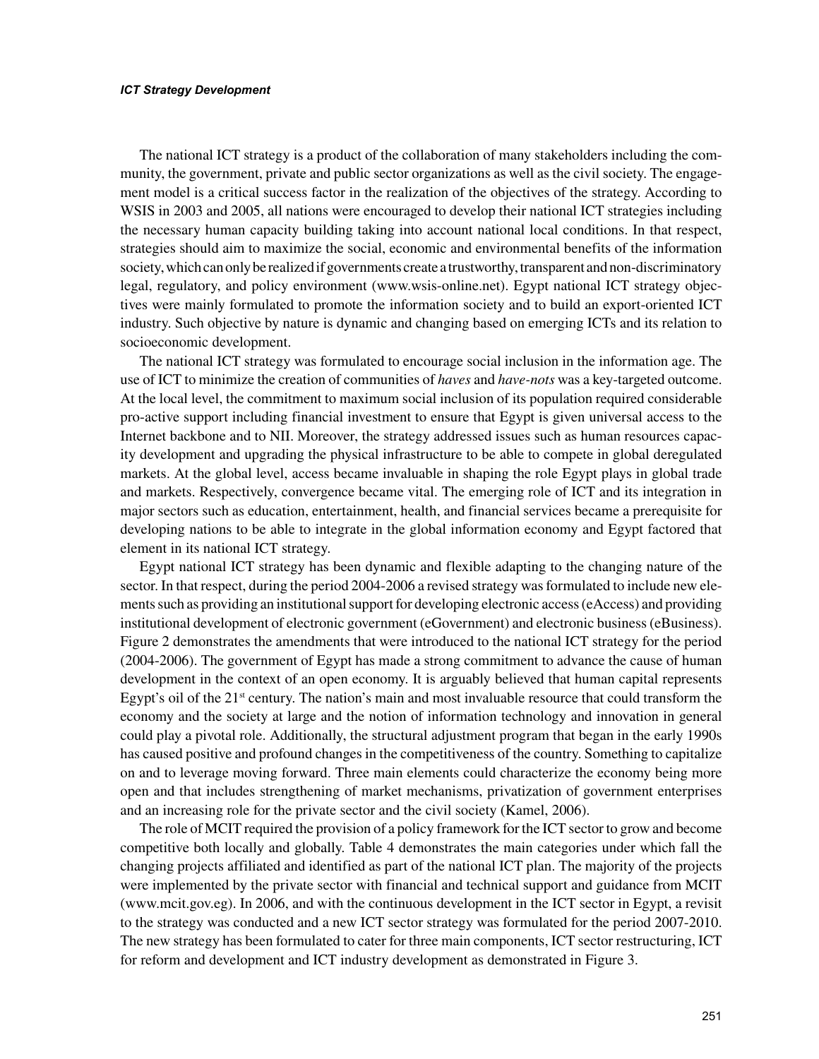The national ICT strategy is a product of the collaboration of many stakeholders including the community, the government, private and public sector organizations as well as the civil society. The engagement model is a critical success factor in the realization of the objectives of the strategy. According to WSIS in 2003 and 2005, all nations were encouraged to develop their national ICT strategies including the necessary human capacity building taking into account national local conditions. In that respect, strategies should aim to maximize the social, economic and environmental benefits of the information society, which can only be realized if governments create a trustworthy, transparent and non-discriminatory legal, regulatory, and policy environment (www.wsis-online.net). Egypt national ICT strategy objectives were mainly formulated to promote the information society and to build an export-oriented ICT industry. Such objective by nature is dynamic and changing based on emerging ICTs and its relation to socioeconomic development.

The national ICT strategy was formulated to encourage social inclusion in the information age. The use of ICT to minimize the creation of communities of *haves* and *have-nots* was a key-targeted outcome. At the local level, the commitment to maximum social inclusion of its population required considerable pro-active support including financial investment to ensure that Egypt is given universal access to the Internet backbone and to NII. Moreover, the strategy addressed issues such as human resources capacity development and upgrading the physical infrastructure to be able to compete in global deregulated markets. At the global level, access became invaluable in shaping the role Egypt plays in global trade and markets. Respectively, convergence became vital. The emerging role of ICT and its integration in major sectors such as education, entertainment, health, and financial services became a prerequisite for developing nations to be able to integrate in the global information economy and Egypt factored that element in its national ICT strategy.

Egypt national ICT strategy has been dynamic and flexible adapting to the changing nature of the sector. In that respect, during the period 2004-2006 a revised strategy was formulated to include new elements such as providing an institutional support for developing electronic access (eAccess) and providing institutional development of electronic government (eGovernment) and electronic business (eBusiness). Figure 2 demonstrates the amendments that were introduced to the national ICT strategy for the period (2004-2006). The government of Egypt has made a strong commitment to advance the cause of human development in the context of an open economy. It is arguably believed that human capital represents Egypt's oil of the 21st century. The nation's main and most invaluable resource that could transform the economy and the society at large and the notion of information technology and innovation in general could play a pivotal role. Additionally, the structural adjustment program that began in the early 1990s has caused positive and profound changes in the competitiveness of the country. Something to capitalize on and to leverage moving forward. Three main elements could characterize the economy being more open and that includes strengthening of market mechanisms, privatization of government enterprises and an increasing role for the private sector and the civil society (Kamel, 2006).

The role of MCIT required the provision of a policy framework for the ICT sector to grow and become competitive both locally and globally. Table 4 demonstrates the main categories under which fall the changing projects affiliated and identified as part of the national ICT plan. The majority of the projects were implemented by the private sector with financial and technical support and guidance from MCIT (www.mcit.gov.eg). In 2006, and with the continuous development in the ICT sector in Egypt, a revisit to the strategy was conducted and a new ICT sector strategy was formulated for the period 2007-2010. The new strategy has been formulated to cater for three main components, ICT sector restructuring, ICT for reform and development and ICT industry development as demonstrated in Figure 3.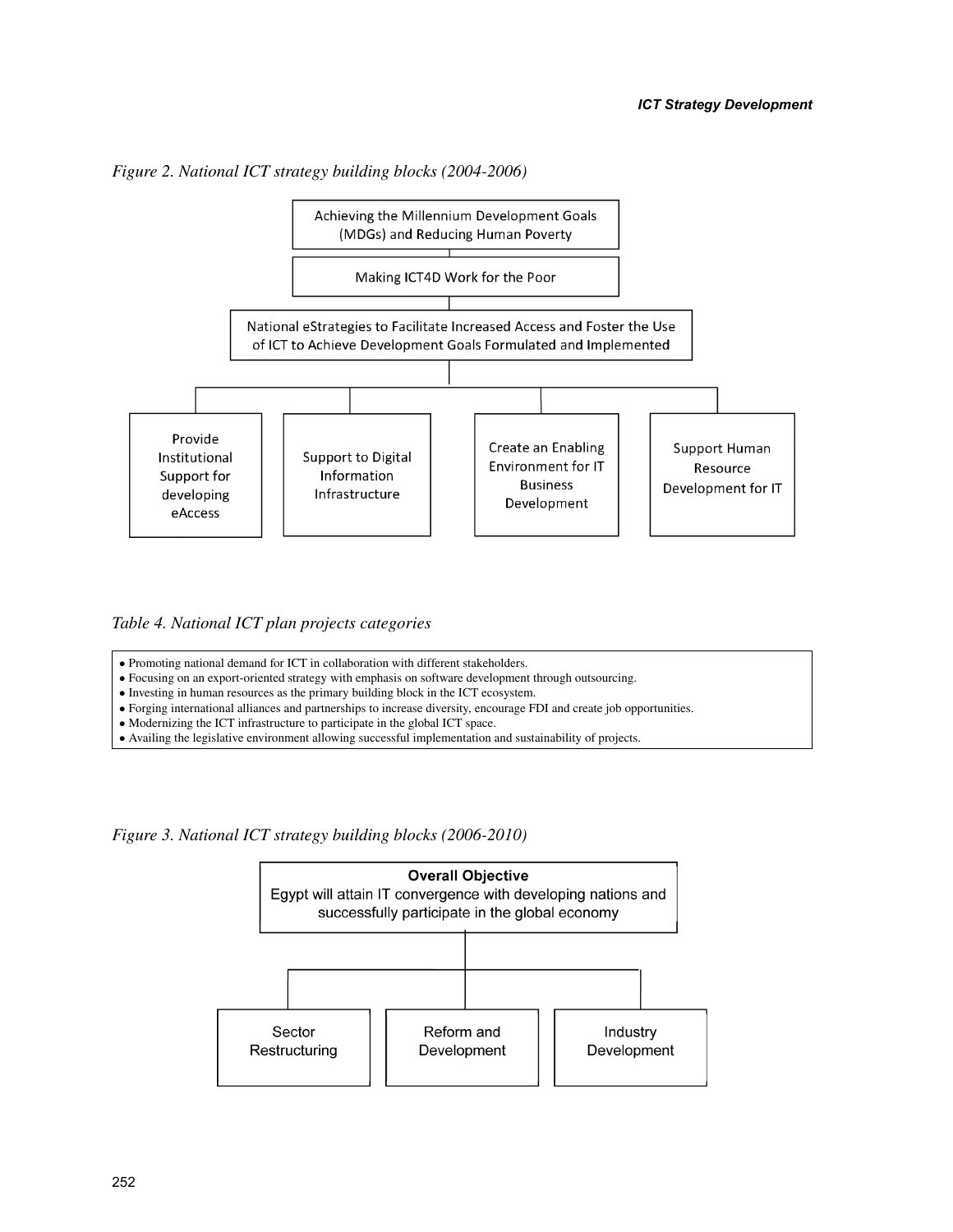*Figure 2. National ICT strategy building blocks (2004-2006)*

Achieving the Millennium Development Goals (MDGs) and Reducing Human Poverty

Making ICT4D Work for the Poor

National eStrategies to Facilitate Increased Access and Foster the Use of ICT to Achieve Development Goals Formulated and Implemented

- Provide Institutional Support for developing eAccess
- Support to Digital Information Infrastructure
- Create an Enabling Environment for IT Business Development
- Support Human Resource Development for IT

*Table 4. National ICT plan projects categories*

| |
|---|
| • Promoting national demand for ICT in collaboration with different stakeholders. |
| • Focusing on an export-oriented strategy with emphasis on software development through outsourcing. |
| • Investing in human resources as the primary building block in the ICT ecosystem. |
| • Forging international alliances and partnerships to increase diversity, encourage FDI and create job opportunities. |
| • Modernizing the ICT infrastructure to participate in the global ICT space. |
| • Availing the legislative environment allowing successful implementation and sustainability of projects. |

*Figure 3. National ICT strategy building blocks (2006-2010)*

**Overall Objective**
Egypt will attain IT convergence with developing nations and successfully participate in the global economy

- Sector Restructuring
- Reform and Development
- Industry Development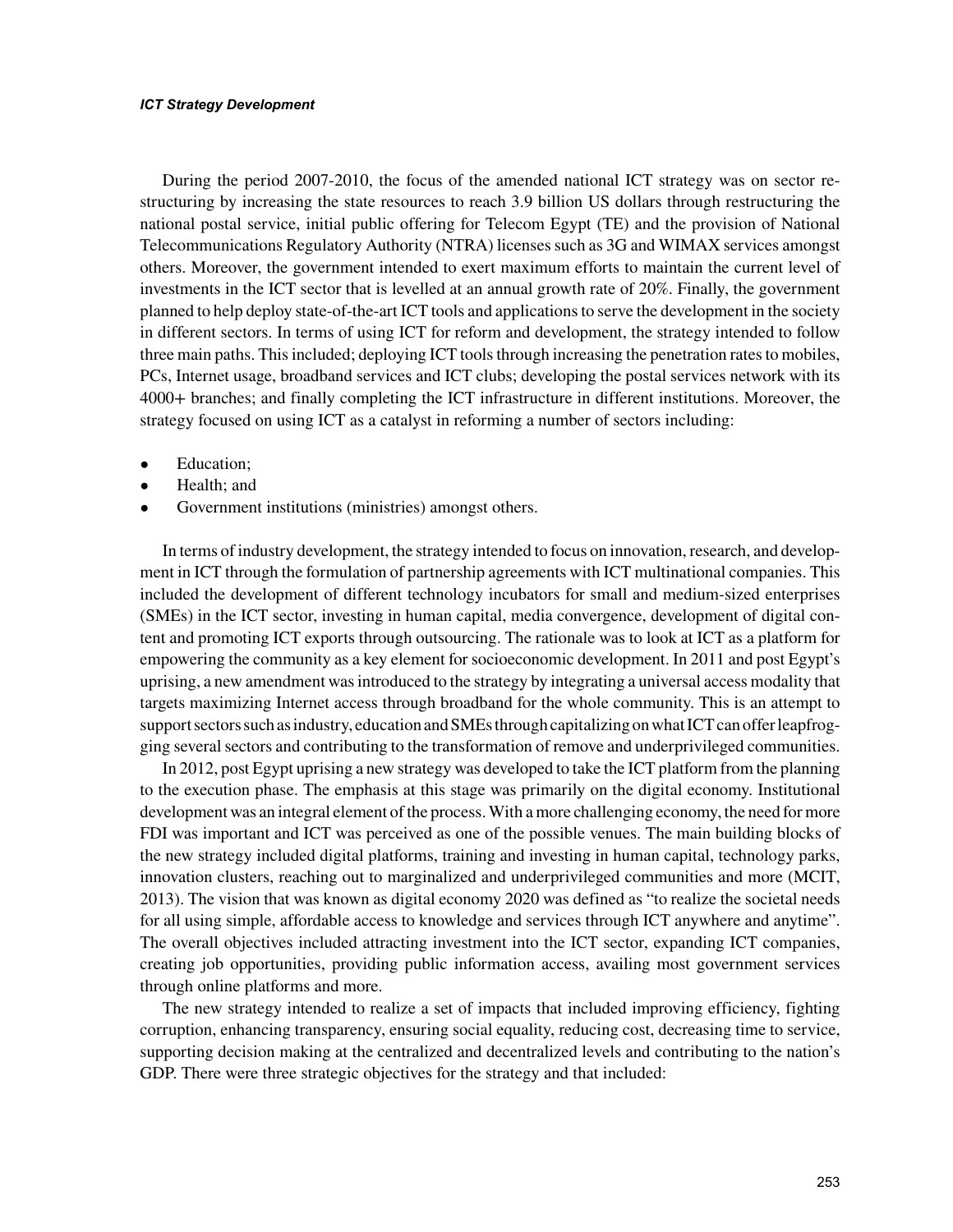During the period 2007-2010, the focus of the amended national ICT strategy was on sector restructuring by increasing the state resources to reach 3.9 billion US dollars through restructuring the national postal service, initial public offering for Telecom Egypt (TE) and the provision of National Telecommunications Regulatory Authority (NTRA) licenses such as 3G and WIMAX services amongst others. Moreover, the government intended to exert maximum efforts to maintain the current level of investments in the ICT sector that is levelled at an annual growth rate of 20%. Finally, the government planned to help deploy state-of-the-art ICT tools and applications to serve the development in the society in different sectors. In terms of using ICT for reform and development, the strategy intended to follow three main paths. This included; deploying ICT tools through increasing the penetration rates to mobiles, PCs, Internet usage, broadband services and ICT clubs; developing the postal services network with its 4000+ branches; and finally completing the ICT infrastructure in different institutions. Moreover, the strategy focused on using ICT as a catalyst in reforming a number of sectors including:

- Education;
- Health; and
- Government institutions (ministries) amongst others.

In terms of industry development, the strategy intended to focus on innovation, research, and development in ICT through the formulation of partnership agreements with ICT multinational companies. This included the development of different technology incubators for small and medium-sized enterprises (SMEs) in the ICT sector, investing in human capital, media convergence, development of digital content and promoting ICT exports through outsourcing. The rationale was to look at ICT as a platform for empowering the community as a key element for socioeconomic development. In 2011 and post Egypt's uprising, a new amendment was introduced to the strategy by integrating a universal access modality that targets maximizing Internet access through broadband for the whole community. This is an attempt to support sectors such as industry, education and SMEs through capitalizing on what ICT can offer leapfrogging several sectors and contributing to the transformation of remove and underprivileged communities.

In 2012, post Egypt uprising a new strategy was developed to take the ICT platform from the planning to the execution phase. The emphasis at this stage was primarily on the digital economy. Institutional development was an integral element of the process. With a more challenging economy, the need for more FDI was important and ICT was perceived as one of the possible venues. The main building blocks of the new strategy included digital platforms, training and investing in human capital, technology parks, innovation clusters, reaching out to marginalized and underprivileged communities and more (MCIT, 2013). The vision that was known as digital economy 2020 was defined as "to realize the societal needs for all using simple, affordable access to knowledge and services through ICT anywhere and anytime". The overall objectives included attracting investment into the ICT sector, expanding ICT companies, creating job opportunities, providing public information access, availing most government services through online platforms and more.

The new strategy intended to realize a set of impacts that included improving efficiency, fighting corruption, enhancing transparency, ensuring social equality, reducing cost, decreasing time to service, supporting decision making at the centralized and decentralized levels and contributing to the nation's GDP. There were three strategic objectives for the strategy and that included: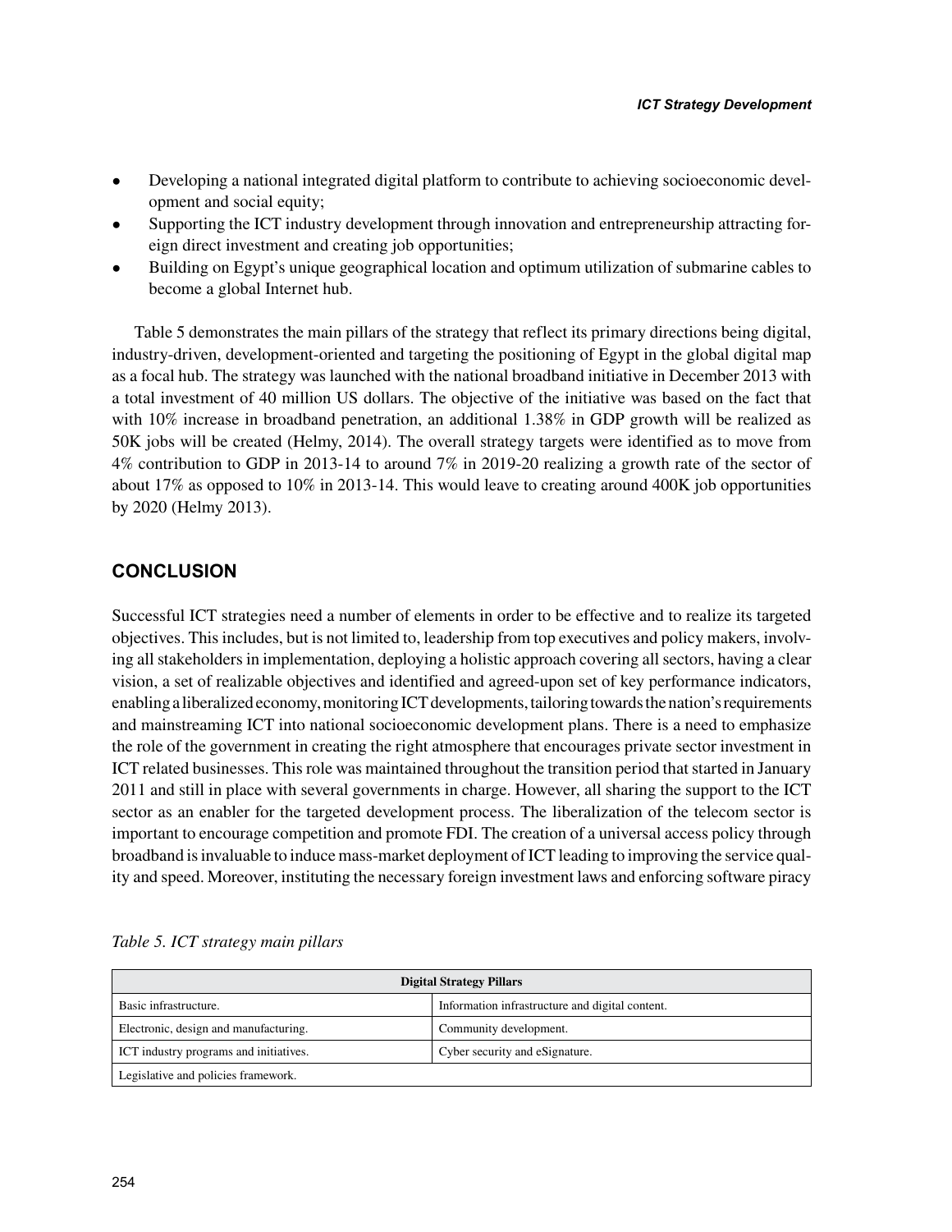- Developing a national integrated digital platform to contribute to achieving socioeconomic development and social equity;
- Supporting the ICT industry development through innovation and entrepreneurship attracting foreign direct investment and creating job opportunities;
- Building on Egypt's unique geographical location and optimum utilization of submarine cables to become a global Internet hub.

Table 5 demonstrates the main pillars of the strategy that reflect its primary directions being digital, industry-driven, development-oriented and targeting the positioning of Egypt in the global digital map as a focal hub. The strategy was launched with the national broadband initiative in December 2013 with a total investment of 40 million US dollars. The objective of the initiative was based on the fact that with 10% increase in broadband penetration, an additional 1.38% in GDP growth will be realized as 50K jobs will be created (Helmy, 2014). The overall strategy targets were identified as to move from 4% contribution to GDP in 2013-14 to around 7% in 2019-20 realizing a growth rate of the sector of about 17% as opposed to 10% in 2013-14. This would leave to creating around 400K job opportunities by 2020 (Helmy 2013).

## CONCLUSION

Successful ICT strategies need a number of elements in order to be effective and to realize its targeted objectives. This includes, but is not limited to, leadership from top executives and policy makers, involving all stakeholders in implementation, deploying a holistic approach covering all sectors, having a clear vision, a set of realizable objectives and identified and agreed-upon set of key performance indicators, enabling a liberalized economy, monitoring ICT developments, tailoring towards the nation's requirements and mainstreaming ICT into national socioeconomic development plans. There is a need to emphasize the role of the government in creating the right atmosphere that encourages private sector investment in ICT related businesses. This role was maintained throughout the transition period that started in January 2011 and still in place with several governments in charge. However, all sharing the support to the ICT sector as an enabler for the targeted development process. The liberalization of the telecom sector is important to encourage competition and promote FDI. The creation of a universal access policy through broadband is invaluable to induce mass-market deployment of ICT leading to improving the service quality and speed. Moreover, instituting the necessary foreign investment laws and enforcing software piracy

*Table 5. ICT strategy main pillars*

| Digital Strategy Pillars | |
|---|---|
| Basic infrastructure. | Information infrastructure and digital content. |
| Electronic, design and manufacturing. | Community development. |
| ICT industry programs and initiatives. | Cyber security and eSignature. |
| Legislative and policies framework. | |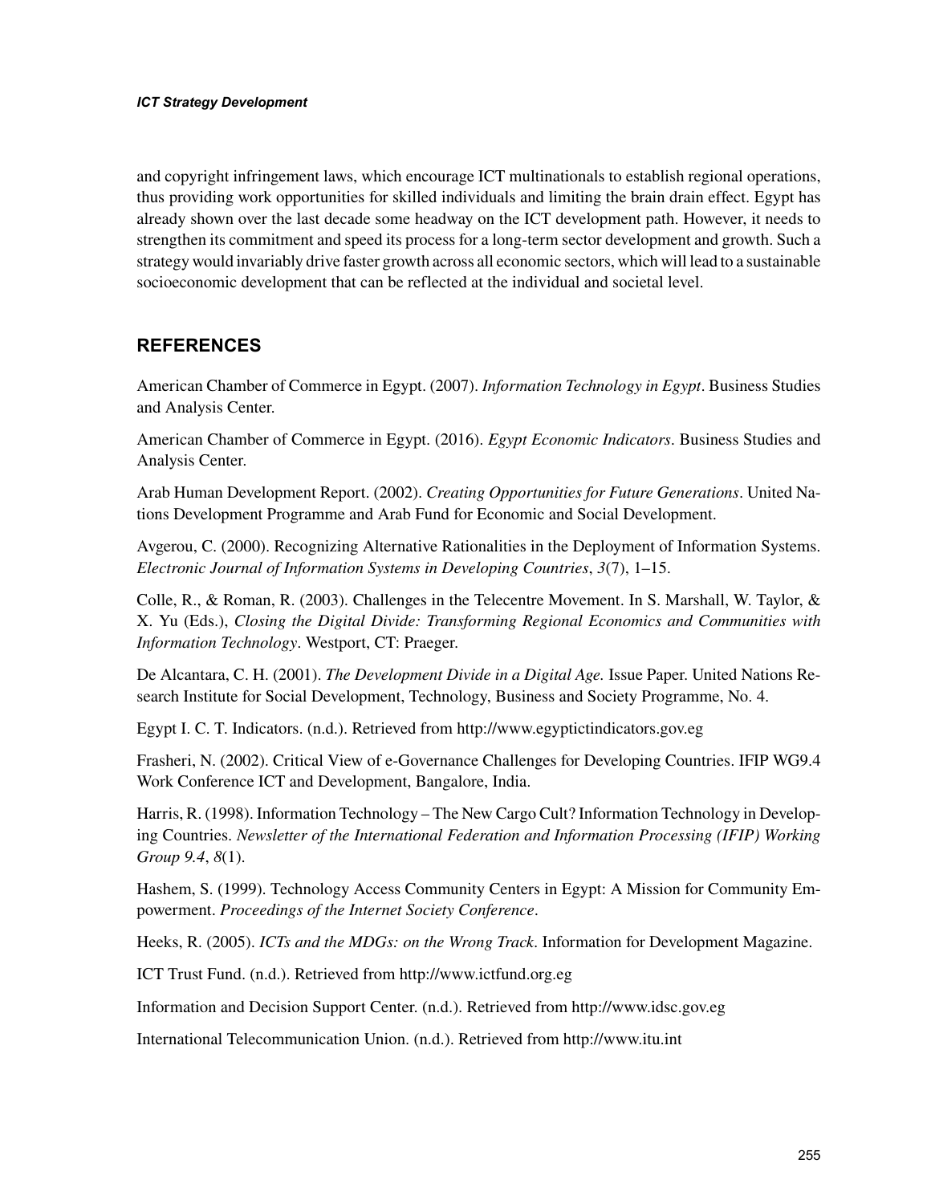and copyright infringement laws, which encourage ICT multinationals to establish regional operations, thus providing work opportunities for skilled individuals and limiting the brain drain effect. Egypt has already shown over the last decade some headway on the ICT development path. However, it needs to strengthen its commitment and speed its process for a long-term sector development and growth. Such a strategy would invariably drive faster growth across all economic sectors, which will lead to a sustainable socioeconomic development that can be reflected at the individual and societal level.

## REFERENCES

American Chamber of Commerce in Egypt. (2007). *Information Technology in Egypt*. Business Studies and Analysis Center.

American Chamber of Commerce in Egypt. (2016). *Egypt Economic Indicators*. Business Studies and Analysis Center.

Arab Human Development Report. (2002). *Creating Opportunities for Future Generations*. United Nations Development Programme and Arab Fund for Economic and Social Development.

Avgerou, C. (2000). Recognizing Alternative Rationalities in the Deployment of Information Systems. *Electronic Journal of Information Systems in Developing Countries*, *3*(7), 1–15.

Colle, R., & Roman, R. (2003). Challenges in the Telecentre Movement. In S. Marshall, W. Taylor, & X. Yu (Eds.), *Closing the Digital Divide: Transforming Regional Economics and Communities with Information Technology*. Westport, CT: Praeger.

De Alcantara, C. H. (2001). *The Development Divide in a Digital Age.* Issue Paper. United Nations Research Institute for Social Development, Technology, Business and Society Programme, No. 4.

Egypt I. C. T. Indicators. (n.d.). Retrieved from http://www.egyptictindicators.gov.eg

Frasheri, N. (2002). Critical View of e-Governance Challenges for Developing Countries. IFIP WG9.4 Work Conference ICT and Development, Bangalore, India.

Harris, R. (1998). Information Technology – The New Cargo Cult? Information Technology in Developing Countries. *Newsletter of the International Federation and Information Processing (IFIP) Working Group 9.4*, *8*(1).

Hashem, S. (1999). Technology Access Community Centers in Egypt: A Mission for Community Empowerment. *Proceedings of the Internet Society Conference*.

Heeks, R. (2005). *ICTs and the MDGs: on the Wrong Track*. Information for Development Magazine.

ICT Trust Fund. (n.d.). Retrieved from http://www.ictfund.org.eg

Information and Decision Support Center. (n.d.). Retrieved from http://www.idsc.gov.eg

International Telecommunication Union. (n.d.). Retrieved from http://www.itu.int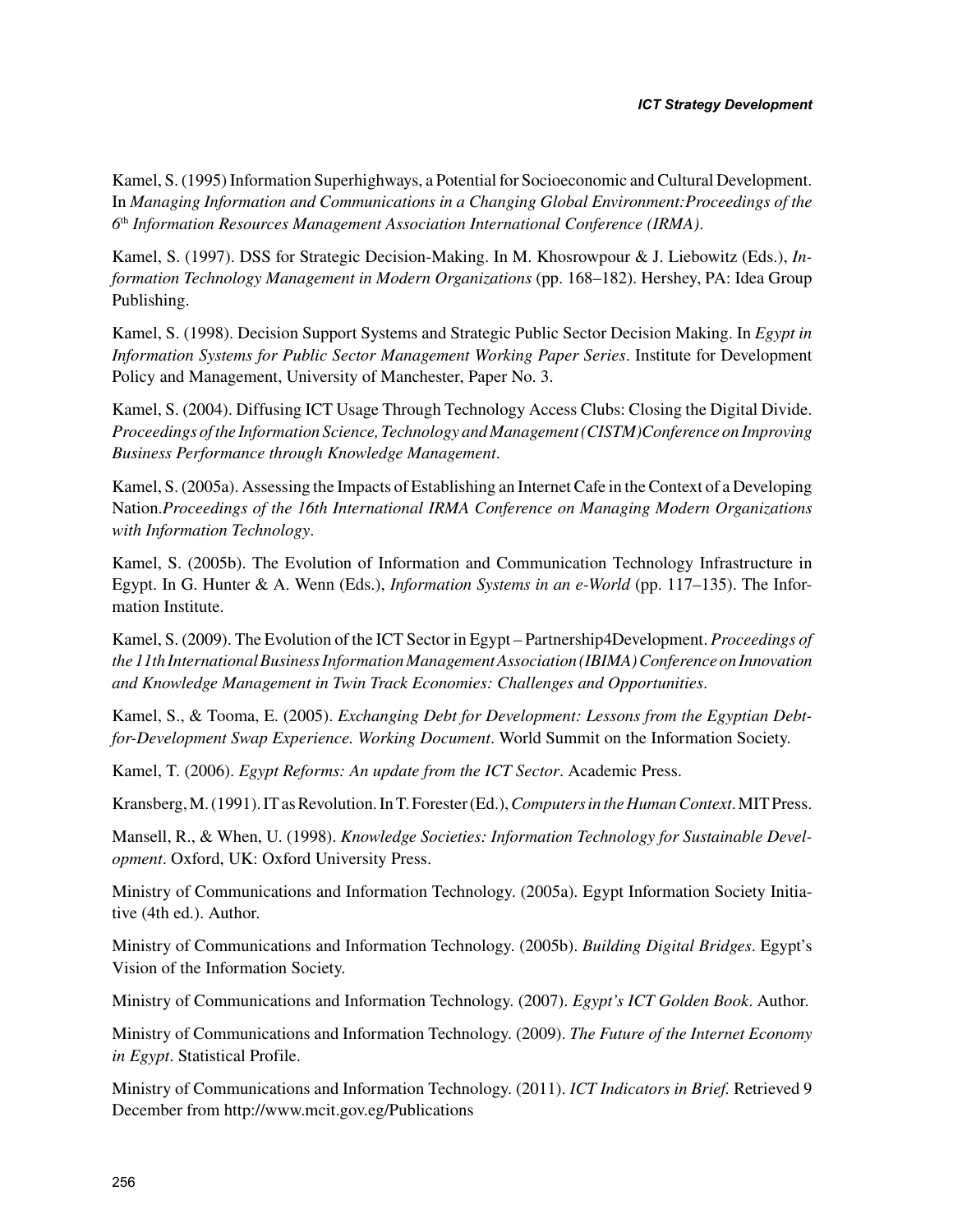Kamel, S. (1995) Information Superhighways, a Potential for Socioeconomic and Cultural Development. In *Managing Information and Communications in a Changing Global Environment:Proceedings of the 6th Information Resources Management Association International Conference (IRMA)*.

Kamel, S. (1997). DSS for Strategic Decision-Making. In M. Khosrowpour & J. Liebowitz (Eds.), *Information Technology Management in Modern Organizations* (pp. 168–182). Hershey, PA: Idea Group Publishing.

Kamel, S. (1998). Decision Support Systems and Strategic Public Sector Decision Making. In *Egypt in Information Systems for Public Sector Management Working Paper Series*. Institute for Development Policy and Management, University of Manchester, Paper No. 3.

Kamel, S. (2004). Diffusing ICT Usage Through Technology Access Clubs: Closing the Digital Divide. *Proceedings of the Information Science, Technology and Management (CISTM) Conference on Improving Business Performance through Knowledge Management*.

Kamel, S. (2005a). Assessing the Impacts of Establishing an Internet Cafe in the Context of a Developing Nation.*Proceedings of the 16th International IRMA Conference on Managing Modern Organizations with Information Technology*.

Kamel, S. (2005b). The Evolution of Information and Communication Technology Infrastructure in Egypt. In G. Hunter & A. Wenn (Eds.), *Information Systems in an e-World* (pp. 117–135). The Information Institute.

Kamel, S. (2009). The Evolution of the ICT Sector in Egypt – Partnership4Development. *Proceedings of the 11th International Business Information Management Association (IBIMA) Conference on Innovation and Knowledge Management in Twin Track Economies: Challenges and Opportunities*.

Kamel, S., & Tooma, E. (2005). *Exchanging Debt for Development: Lessons from the Egyptian Debt-for-Development Swap Experience. Working Document*. World Summit on the Information Society.

Kamel, T. (2006). *Egypt Reforms: An update from the ICT Sector*. Academic Press.

Kransberg, M. (1991). IT as Revolution. In T. Forester (Ed.), *Computers in the Human Context*. MIT Press.

Mansell, R., & When, U. (1998). *Knowledge Societies: Information Technology for Sustainable Development*. Oxford, UK: Oxford University Press.

Ministry of Communications and Information Technology. (2005a). Egypt Information Society Initiative (4th ed.). Author.

Ministry of Communications and Information Technology. (2005b). *Building Digital Bridges*. Egypt's Vision of the Information Society.

Ministry of Communications and Information Technology. (2007). *Egypt's ICT Golden Book*. Author.

Ministry of Communications and Information Technology. (2009). *The Future of the Internet Economy in Egypt*. Statistical Profile.

Ministry of Communications and Information Technology. (2011). *ICT Indicators in Brief.* Retrieved 9 December from http://www.mcit.gov.eg/Publications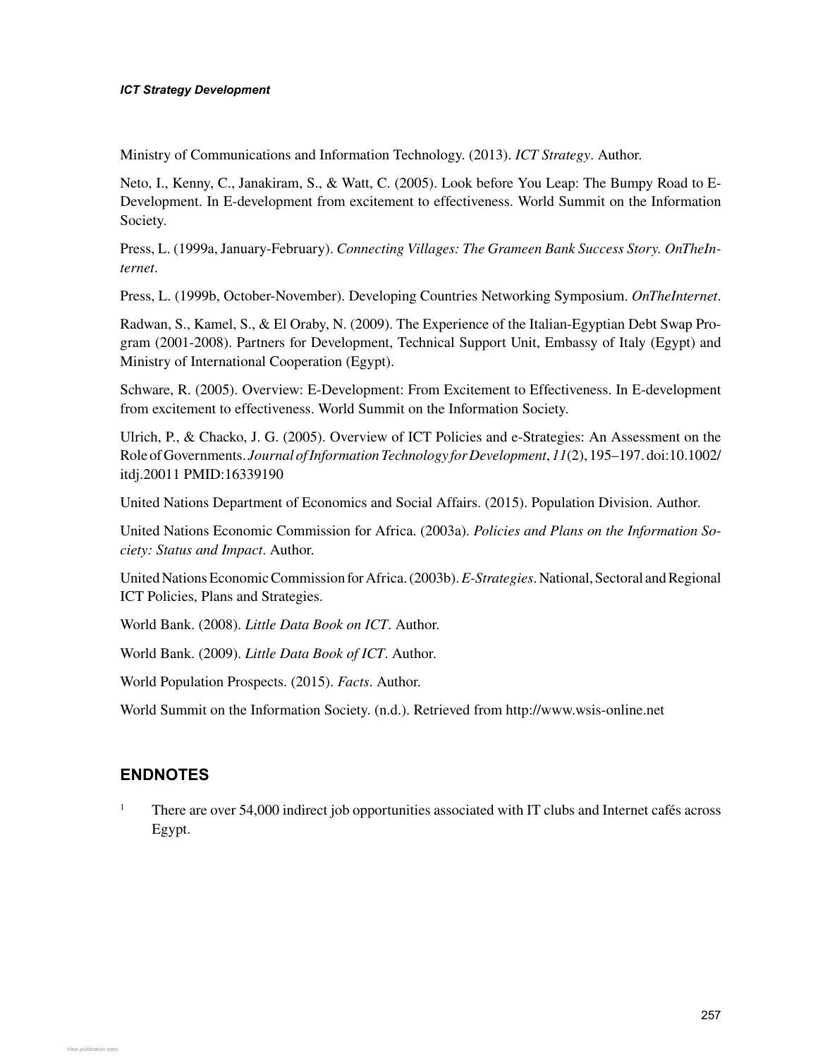Ministry of Communications and Information Technology. (2013). *ICT Strategy*. Author.

Neto, I., Kenny, C., Janakiram, S., & Watt, C. (2005). Look before You Leap: The Bumpy Road to E-Development. In E-development from excitement to effectiveness. World Summit on the Information Society.

Press, L. (1999a, January-February). *Connecting Villages: The Grameen Bank Success Story. OnTheInternet*.

Press, L. (1999b, October-November). Developing Countries Networking Symposium. *OnTheInternet*.

Radwan, S., Kamel, S., & El Oraby, N. (2009). The Experience of the Italian-Egyptian Debt Swap Program (2001-2008). Partners for Development, Technical Support Unit, Embassy of Italy (Egypt) and Ministry of International Cooperation (Egypt).

Schware, R. (2005). Overview: E-Development: From Excitement to Effectiveness. In E-development from excitement to effectiveness. World Summit on the Information Society.

Ulrich, P., & Chacko, J. G. (2005). Overview of ICT Policies and e-Strategies: An Assessment on the Role of Governments. *Journal of Information Technology for Development*, *11*(2), 195–197. doi:10.1002/itdj.20011 PMID:16339190

United Nations Department of Economics and Social Affairs. (2015). Population Division. Author.

United Nations Economic Commission for Africa. (2003a). *Policies and Plans on the Information Society: Status and Impact*. Author.

United Nations Economic Commission for Africa. (2003b). *E-Strategies*. National, Sectoral and Regional ICT Policies, Plans and Strategies.

World Bank. (2008). *Little Data Book on ICT*. Author.

World Bank. (2009). *Little Data Book of ICT*. Author.

World Population Prospects. (2015). *Facts*. Author.

World Summit on the Information Society. (n.d.). Retrieved from http://www.wsis-online.net

## ENDNOTES

[1] There are over 54,000 indirect job opportunities associated with IT clubs and Internet cafés across Egypt.